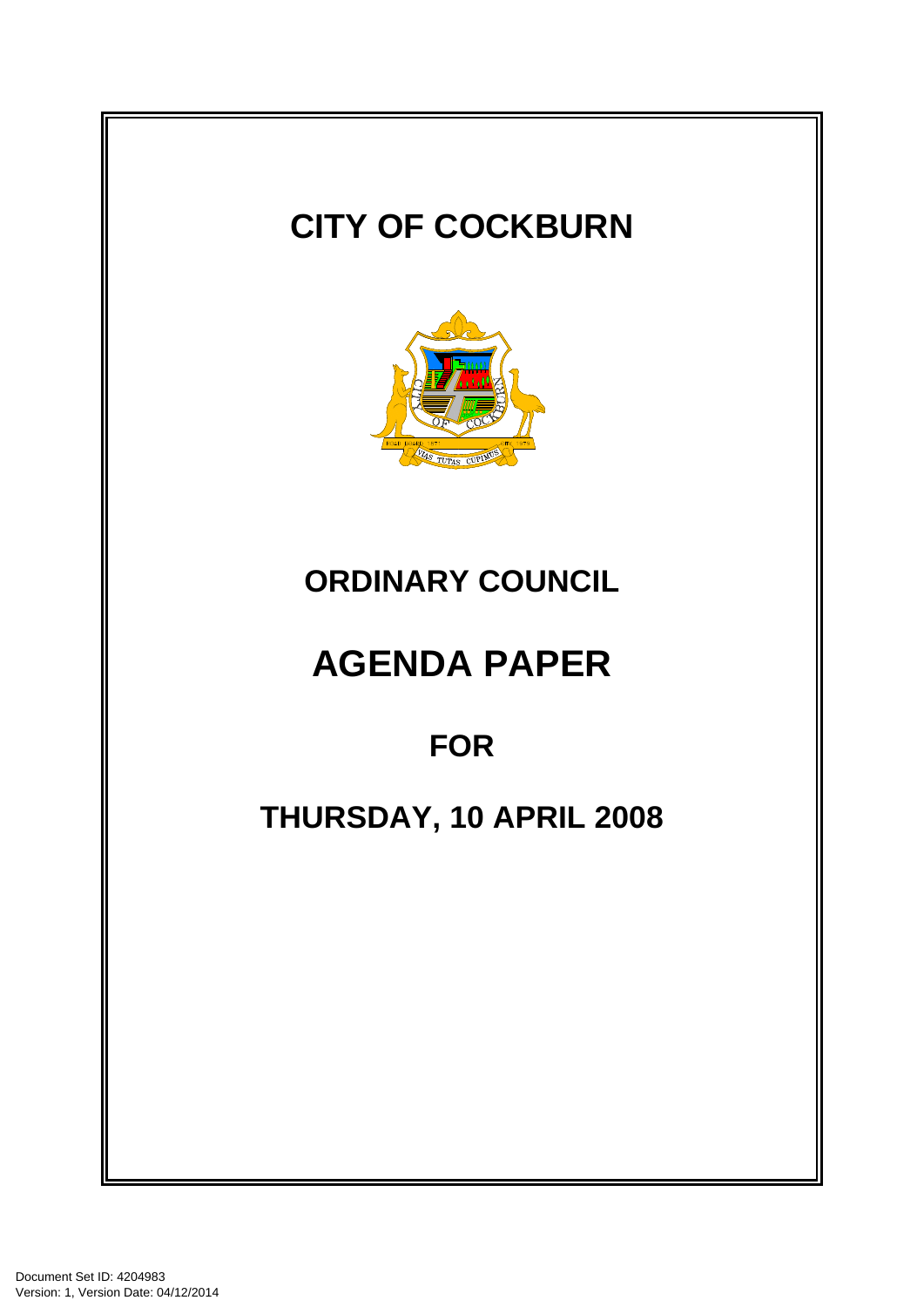# CITY OF COCKBURN

## ORDINARY COUNCIL

# AGENDA PAPER

## FOR

## THURSDAY, 10 APRIL 2008

Document Set ID: 4204983
Version: 1, Version Date: 04/12/2014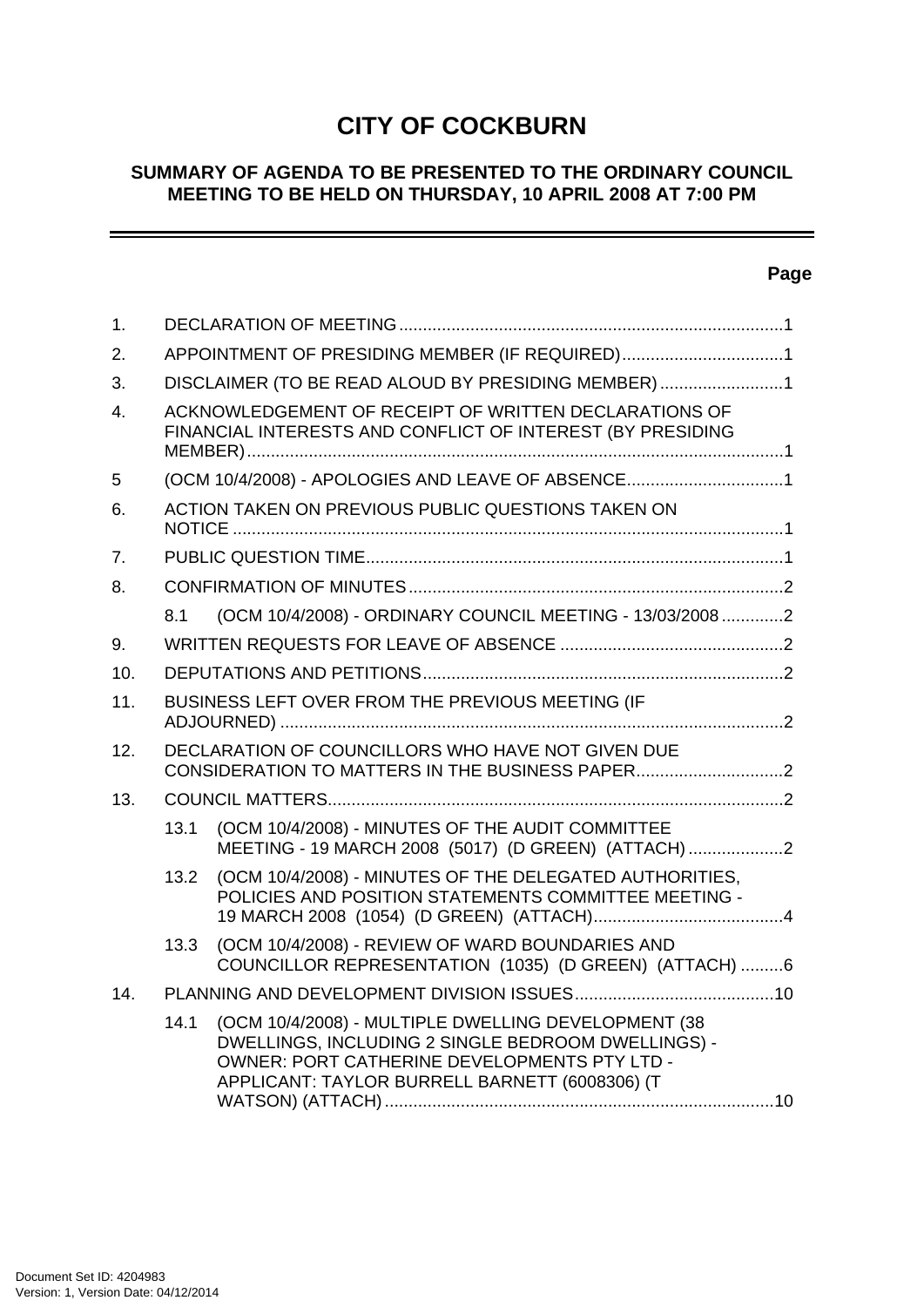# CITY OF COCKBURN

## SUMMARY OF AGENDA TO BE PRESENTED TO THE ORDINARY COUNCIL MEETING TO BE HELD ON THURSDAY, 10 APRIL 2008 AT 7:00 PM

---

**Page**

1. DECLARATION OF MEETING .......... 1
2. APPOINTMENT OF PRESIDING MEMBER (IF REQUIRED) .......... 1
3. DISCLAIMER (TO BE READ ALOUD BY PRESIDING MEMBER) .......... 1
4. ACKNOWLEDGEMENT OF RECEIPT OF WRITTEN DECLARATIONS OF FINANCIAL INTERESTS AND CONFLICT OF INTEREST (BY PRESIDING MEMBER) .......... 1
5 (OCM 10/4/2008) - APOLOGIES AND LEAVE OF ABSENCE .......... 1
6. ACTION TAKEN ON PREVIOUS PUBLIC QUESTIONS TAKEN ON NOTICE .......... 1
7. PUBLIC QUESTION TIME .......... 1
8. CONFIRMATION OF MINUTES .......... 2
   - 8.1 (OCM 10/4/2008) - ORDINARY COUNCIL MEETING - 13/03/2008 .......... 2
9. WRITTEN REQUESTS FOR LEAVE OF ABSENCE .......... 2
10. DEPUTATIONS AND PETITIONS .......... 2
11. BUSINESS LEFT OVER FROM THE PREVIOUS MEETING (IF ADJOURNED) .......... 2
12. DECLARATION OF COUNCILLORS WHO HAVE NOT GIVEN DUE CONSIDERATION TO MATTERS IN THE BUSINESS PAPER .......... 2
13. COUNCIL MATTERS .......... 2
   - 13.1 (OCM 10/4/2008) - MINUTES OF THE AUDIT COMMITTEE MEETING - 19 MARCH 2008 (5017) (D GREEN) (ATTACH) .......... 2
   - 13.2 (OCM 10/4/2008) - MINUTES OF THE DELEGATED AUTHORITIES, POLICIES AND POSITION STATEMENTS COMMITTEE MEETING - 19 MARCH 2008 (1054) (D GREEN) (ATTACH) .......... 4
   - 13.3 (OCM 10/4/2008) - REVIEW OF WARD BOUNDARIES AND COUNCILLOR REPRESENTATION (1035) (D GREEN) (ATTACH) .......... 6
14. PLANNING AND DEVELOPMENT DIVISION ISSUES .......... 10
   - 14.1 (OCM 10/4/2008) - MULTIPLE DWELLING DEVELOPMENT (38 DWELLINGS, INCLUDING 2 SINGLE BEDROOM DWELLINGS) - OWNER: PORT CATHERINE DEVELOPMENTS PTY LTD - APPLICANT: TAYLOR BURRELL BARNETT (6008306) (T WATSON) (ATTACH) .......... 10

Document Set ID: 4204983
Version: 1, Version Date: 04/12/2014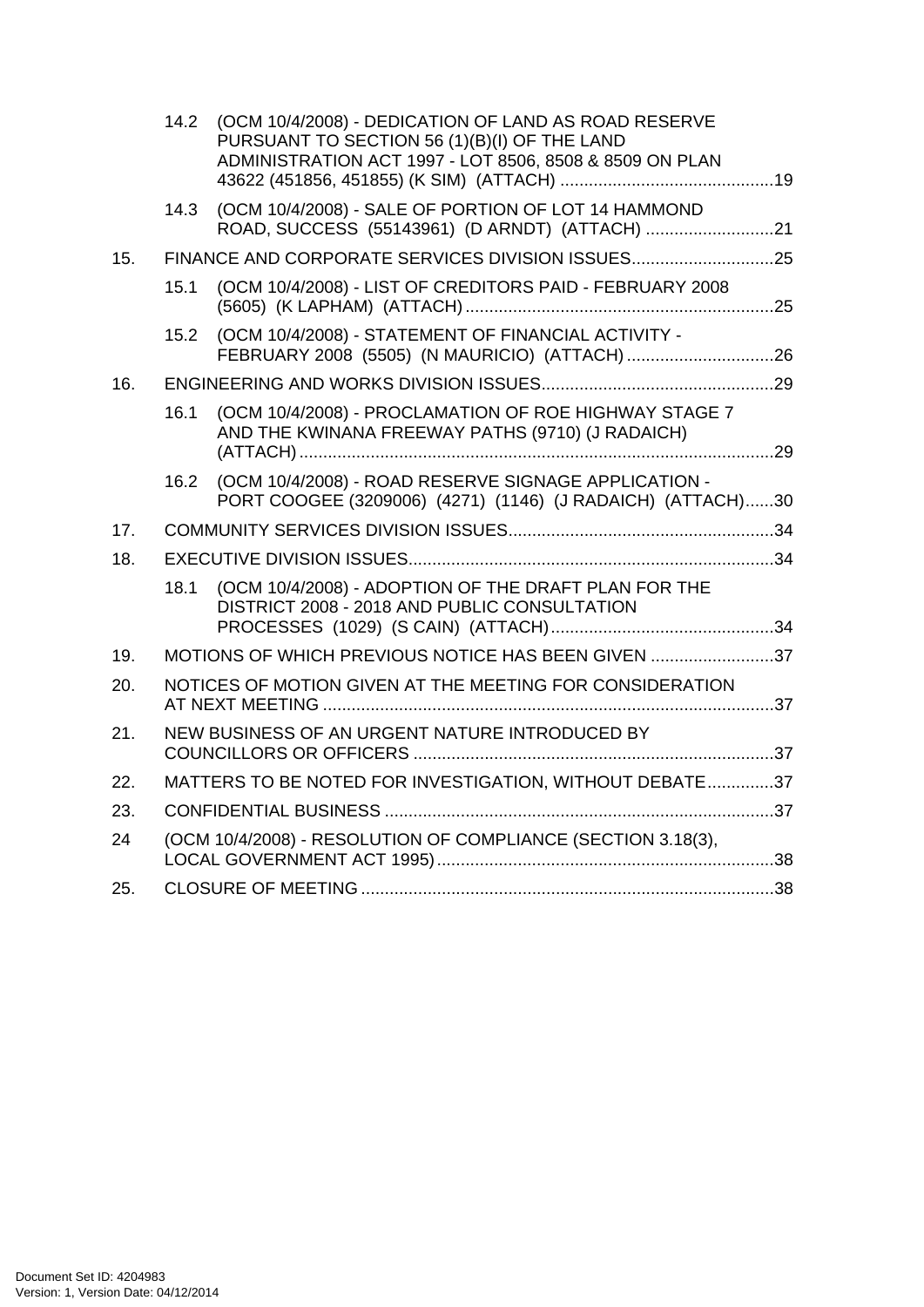14.2 (OCM 10/4/2008) - DEDICATION OF LAND AS ROAD RESERVE PURSUANT TO SECTION 56 (1)(B)(I) OF THE LAND ADMINISTRATION ACT 1997 - LOT 8506, 8508 & 8509 ON PLAN 43622 (451856, 451855) (K SIM) (ATTACH) ............................................19

14.3 (OCM 10/4/2008) - SALE OF PORTION OF LOT 14 HAMMOND ROAD, SUCCESS (55143961) (D ARNDT) (ATTACH) ...........................21

15. FINANCE AND CORPORATE SERVICES DIVISION ISSUES..............................25

15.1 (OCM 10/4/2008) - LIST OF CREDITORS PAID - FEBRUARY 2008 (5605) (K LAPHAM) (ATTACH)..................................................................25

15.2 (OCM 10/4/2008) - STATEMENT OF FINANCIAL ACTIVITY - FEBRUARY 2008 (5505) (N MAURICIO) (ATTACH)...............................26

16. ENGINEERING AND WORKS DIVISION ISSUES.................................................29

16.1 (OCM 10/4/2008) - PROCLAMATION OF ROE HIGHWAY STAGE 7 AND THE KWINANA FREEWAY PATHS (9710) (J RADAICH) (ATTACH)....................................................................................................29

16.2 (OCM 10/4/2008) - ROAD RESERVE SIGNAGE APPLICATION - PORT COOGEE (3209006) (4271) (1146) (J RADAICH) (ATTACH)......30

17. COMMUNITY SERVICES DIVISION ISSUES........................................................34

18. EXECUTIVE DIVISION ISSUES............................................................................34

18.1 (OCM 10/4/2008) - ADOPTION OF THE DRAFT PLAN FOR THE DISTRICT 2008 - 2018 AND PUBLIC CONSULTATION PROCESSES (1029) (S CAIN) (ATTACH)...............................................34

19. MOTIONS OF WHICH PREVIOUS NOTICE HAS BEEN GIVEN ..........................37

20. NOTICES OF MOTION GIVEN AT THE MEETING FOR CONSIDERATION AT NEXT MEETING ...............................................................................................37

21. NEW BUSINESS OF AN URGENT NATURE INTRODUCED BY COUNCILLORS OR OFFICERS ............................................................................37

22. MATTERS TO BE NOTED FOR INVESTIGATION, WITHOUT DEBATE..............37

23. CONFIDENTIAL BUSINESS ..................................................................................37

24 (OCM 10/4/2008) - RESOLUTION OF COMPLIANCE (SECTION 3.18(3), LOCAL GOVERNMENT ACT 1995).......................................................................38

25. CLOSURE OF MEETING .......................................................................................38

Document Set ID: 4204983
Version: 1, Version Date: 04/12/2014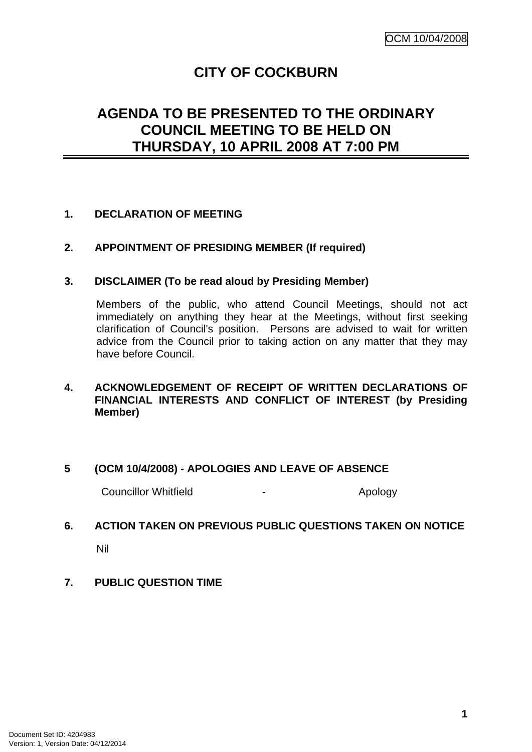# CITY OF COCKBURN

## AGENDA TO BE PRESENTED TO THE ORDINARY COUNCIL MEETING TO BE HELD ON THURSDAY, 10 APRIL 2008 AT 7:00 PM

### 1. DECLARATION OF MEETING

### 2. APPOINTMENT OF PRESIDING MEMBER (If required)

### 3. DISCLAIMER (To be read aloud by Presiding Member)

Members of the public, who attend Council Meetings, should not act immediately on anything they hear at the Meetings, without first seeking clarification of Council's position. Persons are advised to wait for written advice from the Council prior to taking action on any matter that they may have before Council.

### 4. ACKNOWLEDGEMENT OF RECEIPT OF WRITTEN DECLARATIONS OF FINANCIAL INTERESTS AND CONFLICT OF INTEREST (by Presiding Member)

### 5 (OCM 10/4/2008) - APOLOGIES AND LEAVE OF ABSENCE

Councillor Whitfield - Apology

### 6. ACTION TAKEN ON PREVIOUS PUBLIC QUESTIONS TAKEN ON NOTICE

Nil

### 7. PUBLIC QUESTION TIME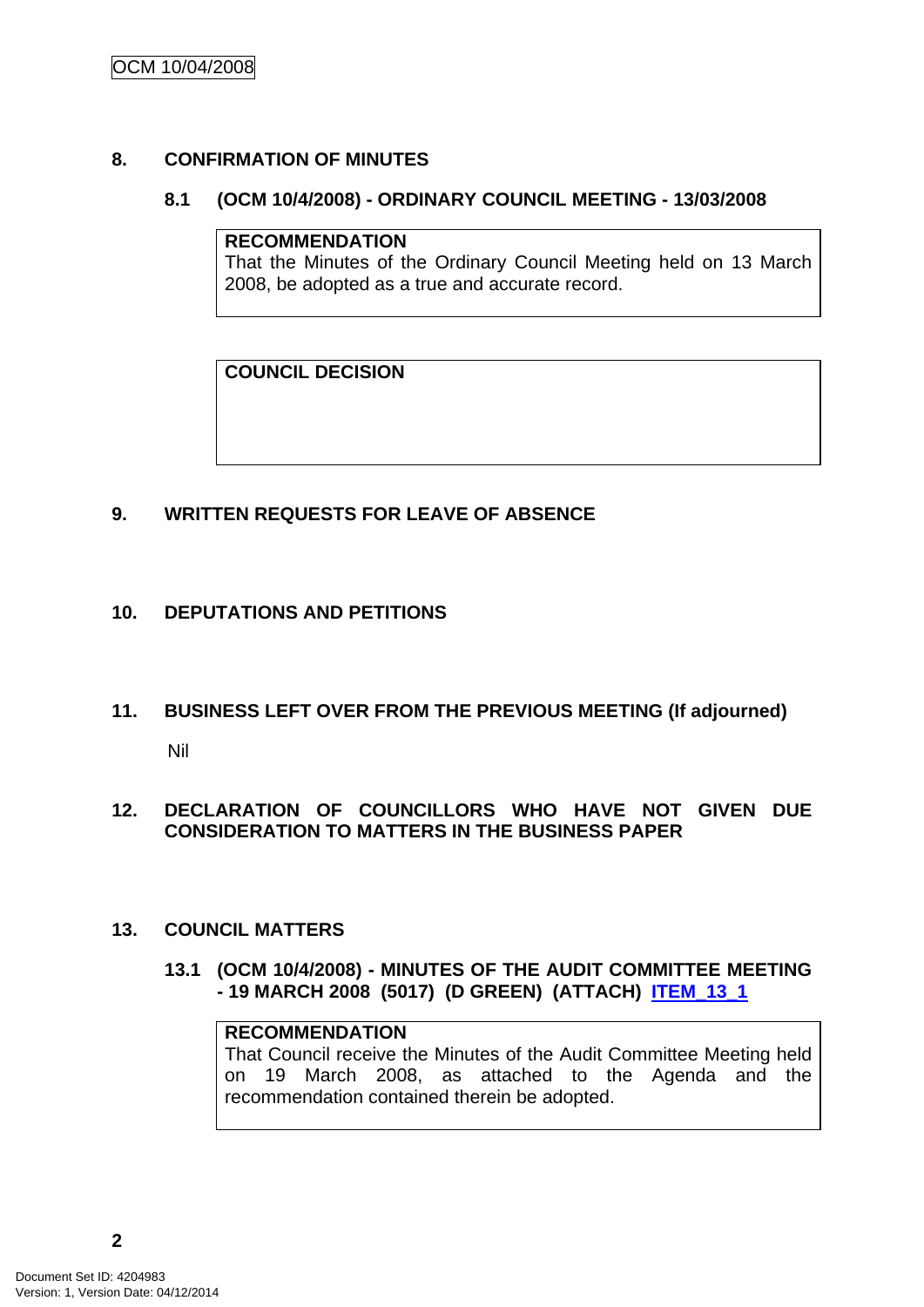## 8. CONFIRMATION OF MINUTES

### 8.1 (OCM 10/4/2008) - ORDINARY COUNCIL MEETING - 13/03/2008

**RECOMMENDATION**
That the Minutes of the Ordinary Council Meeting held on 13 March 2008, be adopted as a true and accurate record.

**COUNCIL DECISION**

## 9. WRITTEN REQUESTS FOR LEAVE OF ABSENCE

## 10. DEPUTATIONS AND PETITIONS

## 11. BUSINESS LEFT OVER FROM THE PREVIOUS MEETING (If adjourned)

Nil

## 12. DECLARATION OF COUNCILLORS WHO HAVE NOT GIVEN DUE CONSIDERATION TO MATTERS IN THE BUSINESS PAPER

## 13. COUNCIL MATTERS

### 13.1 (OCM 10/4/2008) - MINUTES OF THE AUDIT COMMITTEE MEETING - 19 MARCH 2008 (5017) (D GREEN) (ATTACH) ITEM_13_1

**RECOMMENDATION**
That Council receive the Minutes of the Audit Committee Meeting held on 19 March 2008, as attached to the Agenda and the recommendation contained therein be adopted.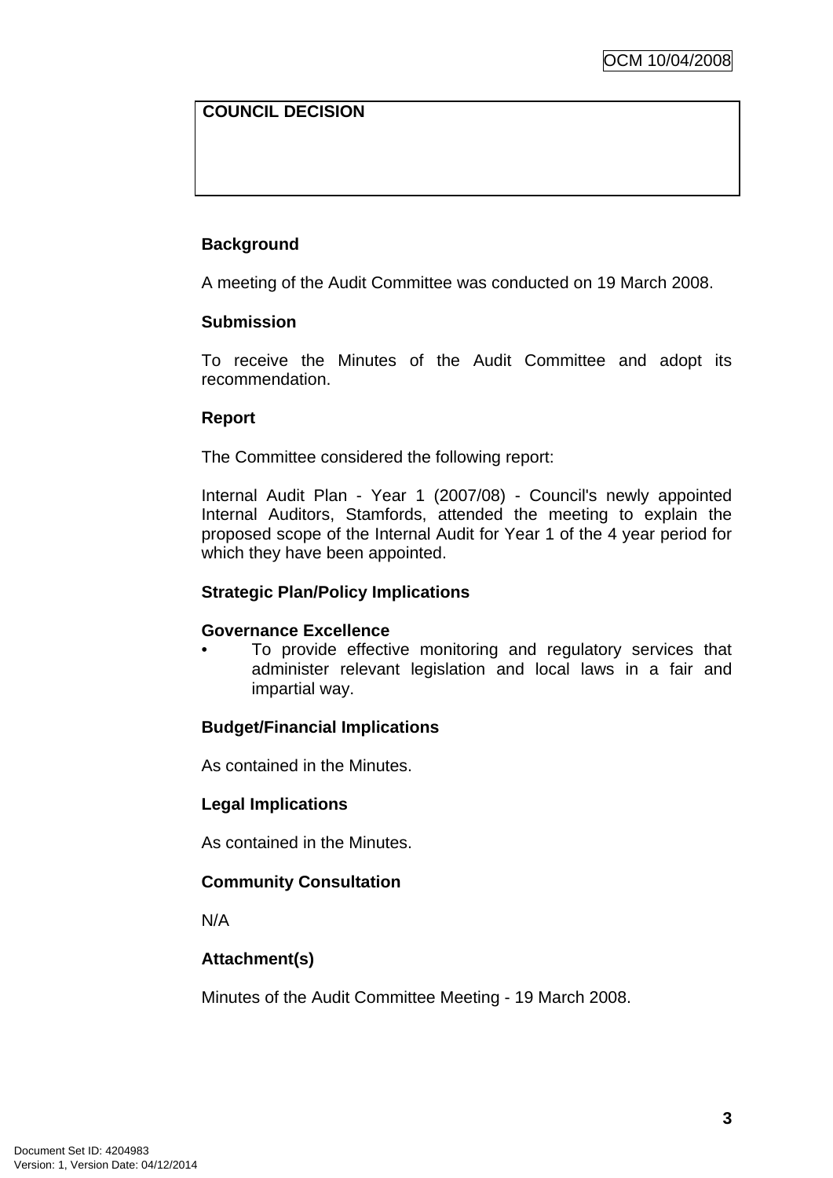| COUNCIL DECISION |
| --- |
| |

**Background**

A meeting of the Audit Committee was conducted on 19 March 2008.

**Submission**

To receive the Minutes of the Audit Committee and adopt its recommendation.

**Report**

The Committee considered the following report:

Internal Audit Plan - Year 1 (2007/08) - Council's newly appointed Internal Auditors, Stamfords, attended the meeting to explain the proposed scope of the Internal Audit for Year 1 of the 4 year period for which they have been appointed.

**Strategic Plan/Policy Implications**

**Governance Excellence**

- To provide effective monitoring and regulatory services that administer relevant legislation and local laws in a fair and impartial way.

**Budget/Financial Implications**

As contained in the Minutes.

**Legal Implications**

As contained in the Minutes.

**Community Consultation**

N/A

**Attachment(s)**

Minutes of the Audit Committee Meeting - 19 March 2008.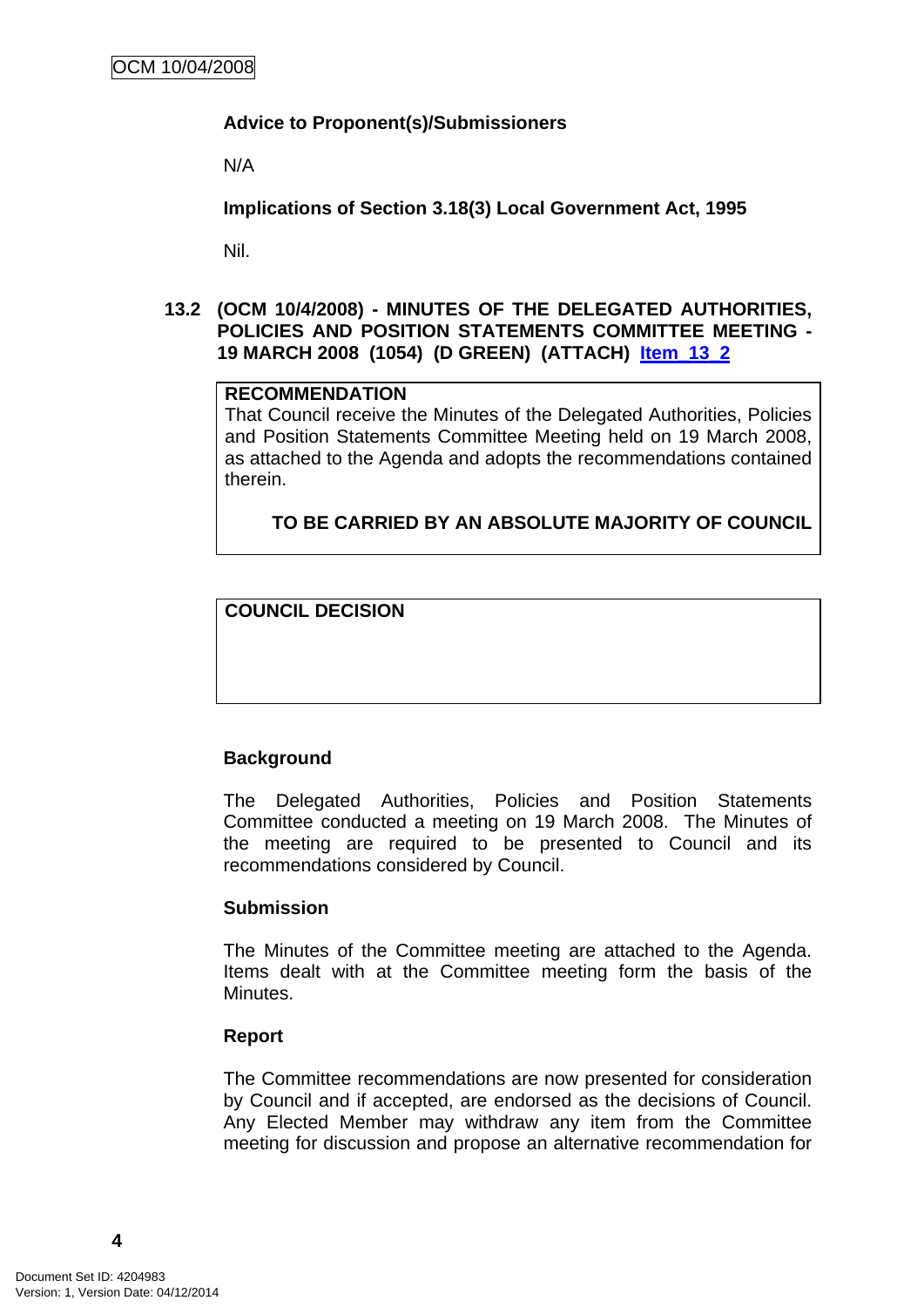**Advice to Proponent(s)/Submissioners**

N/A

**Implications of Section 3.18(3) Local Government Act, 1995**

Nil.

### 13.2 (OCM 10/4/2008) - MINUTES OF THE DELEGATED AUTHORITIES, POLICIES AND POSITION STATEMENTS COMMITTEE MEETING - 19 MARCH 2008 (1054) (D GREEN) (ATTACH) Item_13_2

**RECOMMENDATION**

That Council receive the Minutes of the Delegated Authorities, Policies and Position Statements Committee Meeting held on 19 March 2008, as attached to the Agenda and adopts the recommendations contained therein.

**TO BE CARRIED BY AN ABSOLUTE MAJORITY OF COUNCIL**

**COUNCIL DECISION**

**Background**

The Delegated Authorities, Policies and Position Statements Committee conducted a meeting on 19 March 2008. The Minutes of the meeting are required to be presented to Council and its recommendations considered by Council.

**Submission**

The Minutes of the Committee meeting are attached to the Agenda. Items dealt with at the Committee meeting form the basis of the Minutes.

**Report**

The Committee recommendations are now presented for consideration by Council and if accepted, are endorsed as the decisions of Council. Any Elected Member may withdraw any item from the Committee meeting for discussion and propose an alternative recommendation for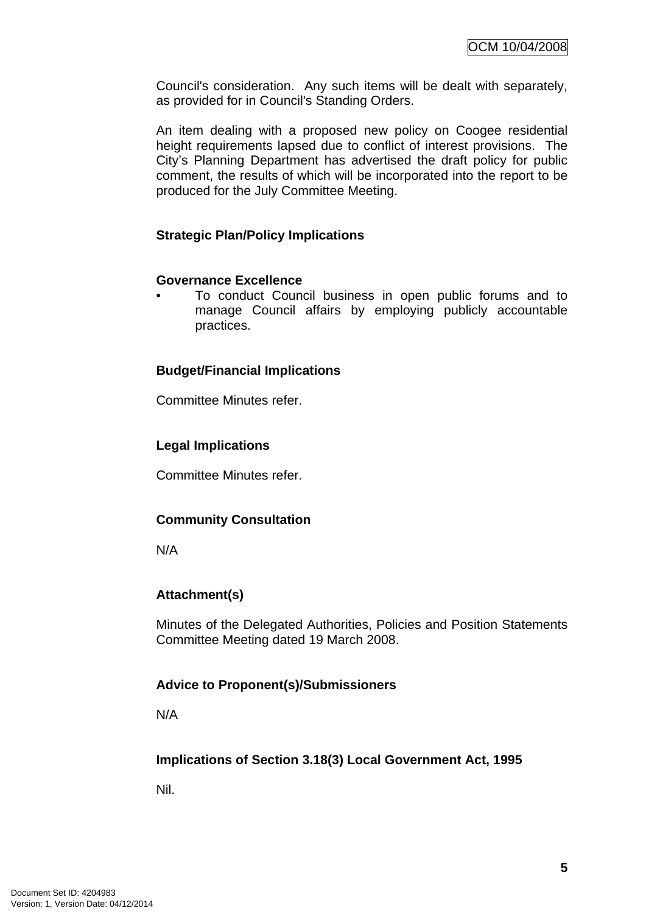Council's consideration. Any such items will be dealt with separately, as provided for in Council's Standing Orders.

An item dealing with a proposed new policy on Coogee residential height requirements lapsed due to conflict of interest provisions. The City's Planning Department has advertised the draft policy for public comment, the results of which will be incorporated into the report to be produced for the July Committee Meeting.

**Strategic Plan/Policy Implications**

**Governance Excellence**

- To conduct Council business in open public forums and to manage Council affairs by employing publicly accountable practices.

**Budget/Financial Implications**

Committee Minutes refer.

**Legal Implications**

Committee Minutes refer.

**Community Consultation**

N/A

**Attachment(s)**

Minutes of the Delegated Authorities, Policies and Position Statements Committee Meeting dated 19 March 2008.

**Advice to Proponent(s)/Submissioners**

N/A

**Implications of Section 3.18(3) Local Government Act, 1995**

Nil.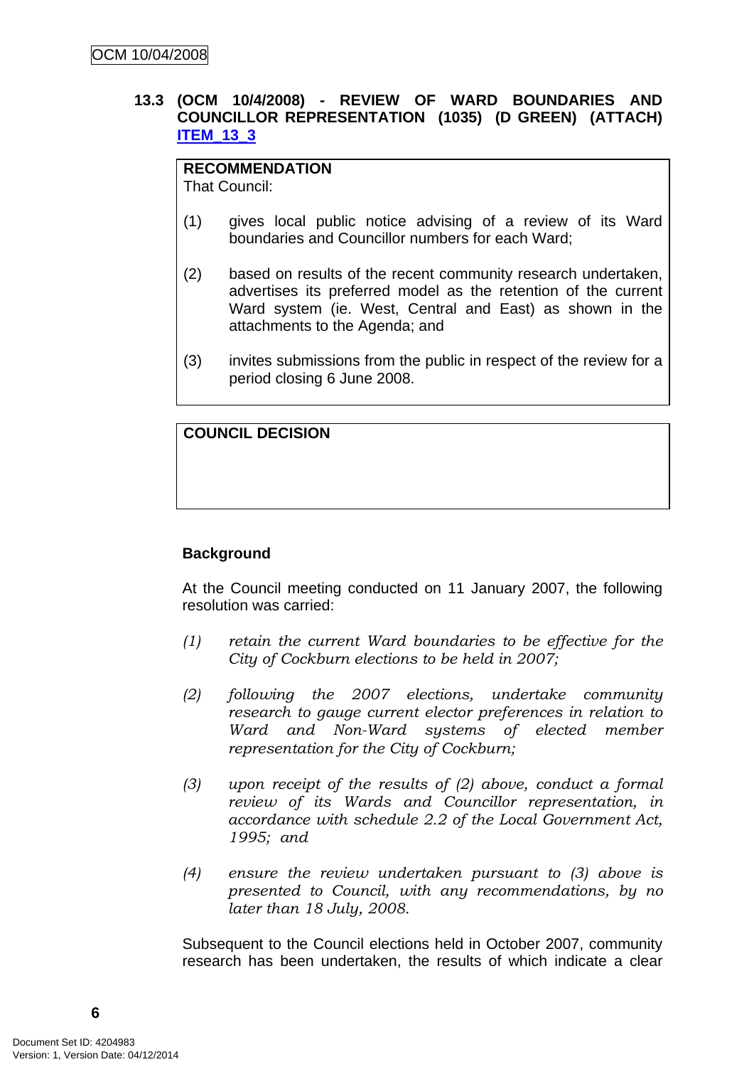### 13.3 (OCM 10/4/2008) - REVIEW OF WARD BOUNDARIES AND COUNCILLOR REPRESENTATION (1035) (D GREEN) (ATTACH) ITEM_13_3

**RECOMMENDATION**
That Council:

(1) gives local public notice advising of a review of its Ward boundaries and Councillor numbers for each Ward;

(2) based on results of the recent community research undertaken, advertises its preferred model as the retention of the current Ward system (ie. West, Central and East) as shown in the attachments to the Agenda; and

(3) invites submissions from the public in respect of the review for a period closing 6 June 2008.

**COUNCIL DECISION**

**Background**

At the Council meeting conducted on 11 January 2007, the following resolution was carried:

*(1) retain the current Ward boundaries to be effective for the City of Cockburn elections to be held in 2007;*

*(2) following the 2007 elections, undertake community research to gauge current elector preferences in relation to Ward and Non-Ward systems of elected member representation for the City of Cockburn;*

*(3) upon receipt of the results of (2) above, conduct a formal review of its Wards and Councillor representation, in accordance with schedule 2.2 of the Local Government Act, 1995; and*

*(4) ensure the review undertaken pursuant to (3) above is presented to Council, with any recommendations, by no later than 18 July, 2008.*

Subsequent to the Council elections held in October 2007, community research has been undertaken, the results of which indicate a clear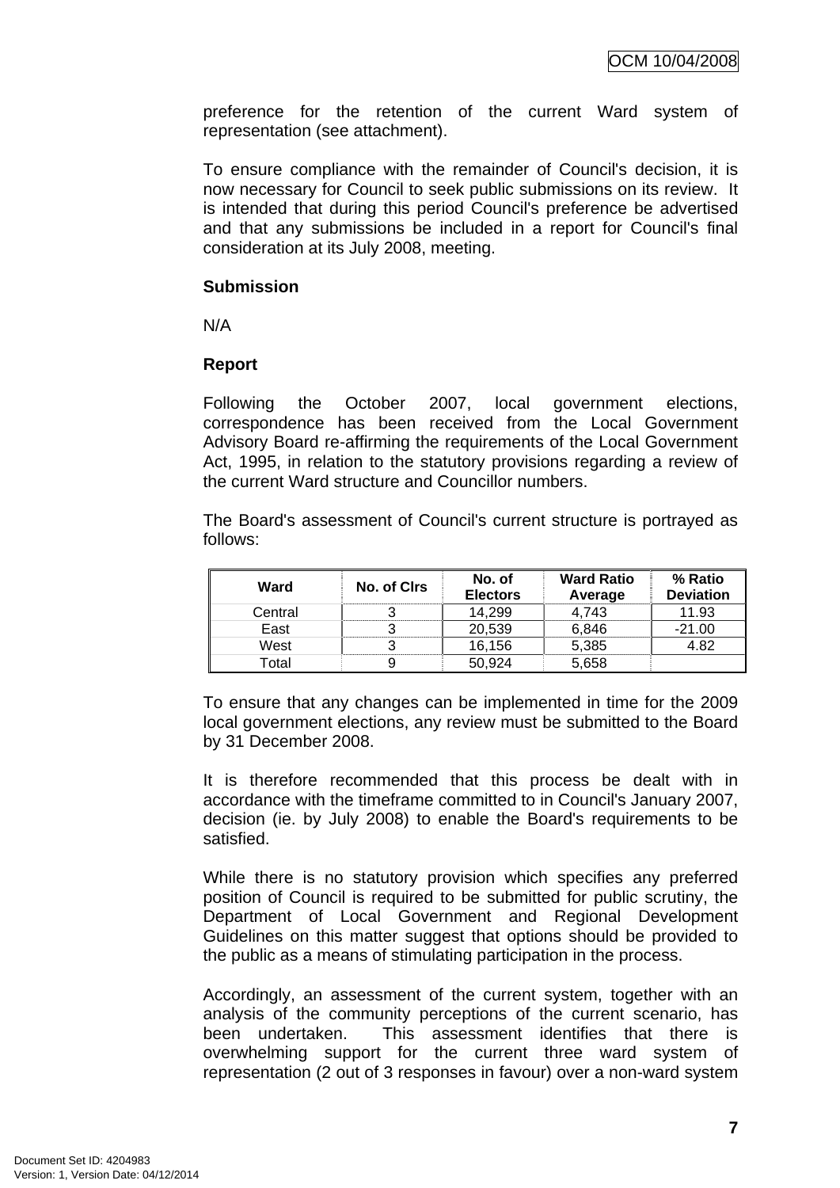preference for the retention of the current Ward system of representation (see attachment).

To ensure compliance with the remainder of Council's decision, it is now necessary for Council to seek public submissions on its review. It is intended that during this period Council's preference be advertised and that any submissions be included in a report for Council's final consideration at its July 2008, meeting.

**Submission**

N/A

**Report**

Following the October 2007, local government elections, correspondence has been received from the Local Government Advisory Board re-affirming the requirements of the Local Government Act, 1995, in relation to the statutory provisions regarding a review of the current Ward structure and Councillor numbers.

The Board's assessment of Council's current structure is portrayed as follows:

| Ward | No. of Clrs | No. of Electors | Ward Ratio Average | % Ratio Deviation |
|---|---|---|---|---|
| Central | 3 | 14,299 | 4,743 | 11.93 |
| East | 3 | 20,539 | 6,846 | -21.00 |
| West | 3 | 16,156 | 5,385 | 4.82 |
| Total | 9 | 50,924 | 5,658 | |

To ensure that any changes can be implemented in time for the 2009 local government elections, any review must be submitted to the Board by 31 December 2008.

It is therefore recommended that this process be dealt with in accordance with the timeframe committed to in Council's January 2007, decision (ie. by July 2008) to enable the Board's requirements to be satisfied.

While there is no statutory provision which specifies any preferred position of Council is required to be submitted for public scrutiny, the Department of Local Government and Regional Development Guidelines on this matter suggest that options should be provided to the public as a means of stimulating participation in the process.

Accordingly, an assessment of the current system, together with an analysis of the community perceptions of the current scenario, has been undertaken. This assessment identifies that there is overwhelming support for the current three ward system of representation (2 out of 3 responses in favour) over a non-ward system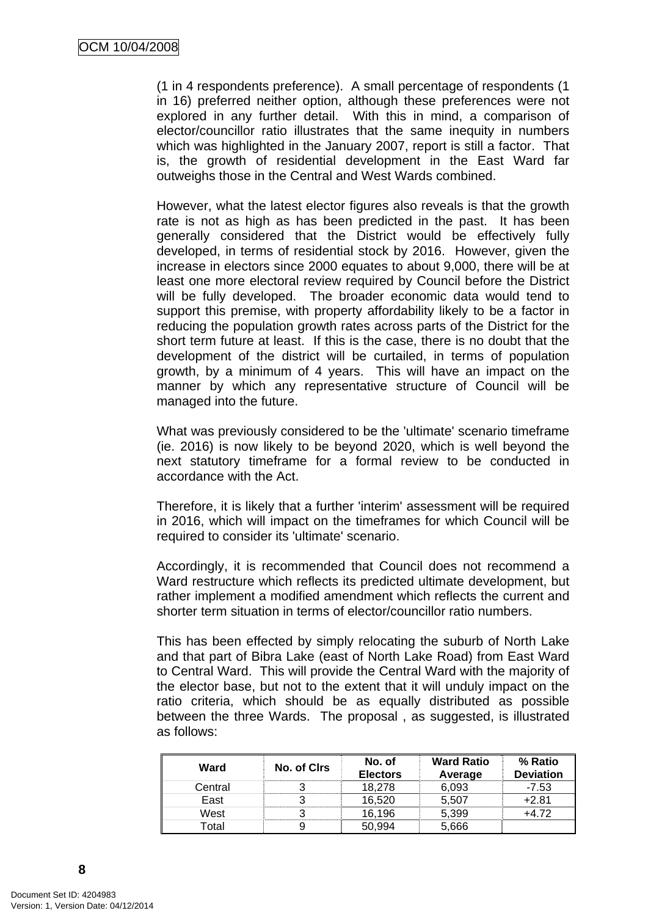(1 in 4 respondents preference). A small percentage of respondents (1 in 16) preferred neither option, although these preferences were not explored in any further detail. With this in mind, a comparison of elector/councillor ratio illustrates that the same inequity in numbers which was highlighted in the January 2007, report is still a factor. That is, the growth of residential development in the East Ward far outweighs those in the Central and West Wards combined.

However, what the latest elector figures also reveals is that the growth rate is not as high as has been predicted in the past. It has been generally considered that the District would be effectively fully developed, in terms of residential stock by 2016. However, given the increase in electors since 2000 equates to about 9,000, there will be at least one more electoral review required by Council before the District will be fully developed. The broader economic data would tend to support this premise, with property affordability likely to be a factor in reducing the population growth rates across parts of the District for the short term future at least. If this is the case, there is no doubt that the development of the district will be curtailed, in terms of population growth, by a minimum of 4 years. This will have an impact on the manner by which any representative structure of Council will be managed into the future.

What was previously considered to be the 'ultimate' scenario timeframe (ie. 2016) is now likely to be beyond 2020, which is well beyond the next statutory timeframe for a formal review to be conducted in accordance with the Act.

Therefore, it is likely that a further 'interim' assessment will be required in 2016, which will impact on the timeframes for which Council will be required to consider its 'ultimate' scenario.

Accordingly, it is recommended that Council does not recommend a Ward restructure which reflects its predicted ultimate development, but rather implement a modified amendment which reflects the current and shorter term situation in terms of elector/councillor ratio numbers.

This has been effected by simply relocating the suburb of North Lake and that part of Bibra Lake (east of North Lake Road) from East Ward to Central Ward. This will provide the Central Ward with the majority of the elector base, but not to the extent that it will unduly impact on the ratio criteria, which should be as equally distributed as possible between the three Wards. The proposal , as suggested, is illustrated as follows:

| Ward | No. of Clrs | No. of Electors | Ward Ratio Average | % Ratio Deviation |
|---|---|---|---|---|
| Central | 3 | 18,278 | 6,093 | -7.53 |
| East | 3 | 16,520 | 5,507 | +2.81 |
| West | 3 | 16,196 | 5,399 | +4.72 |
| Total | 9 | 50,994 | 5,666 | |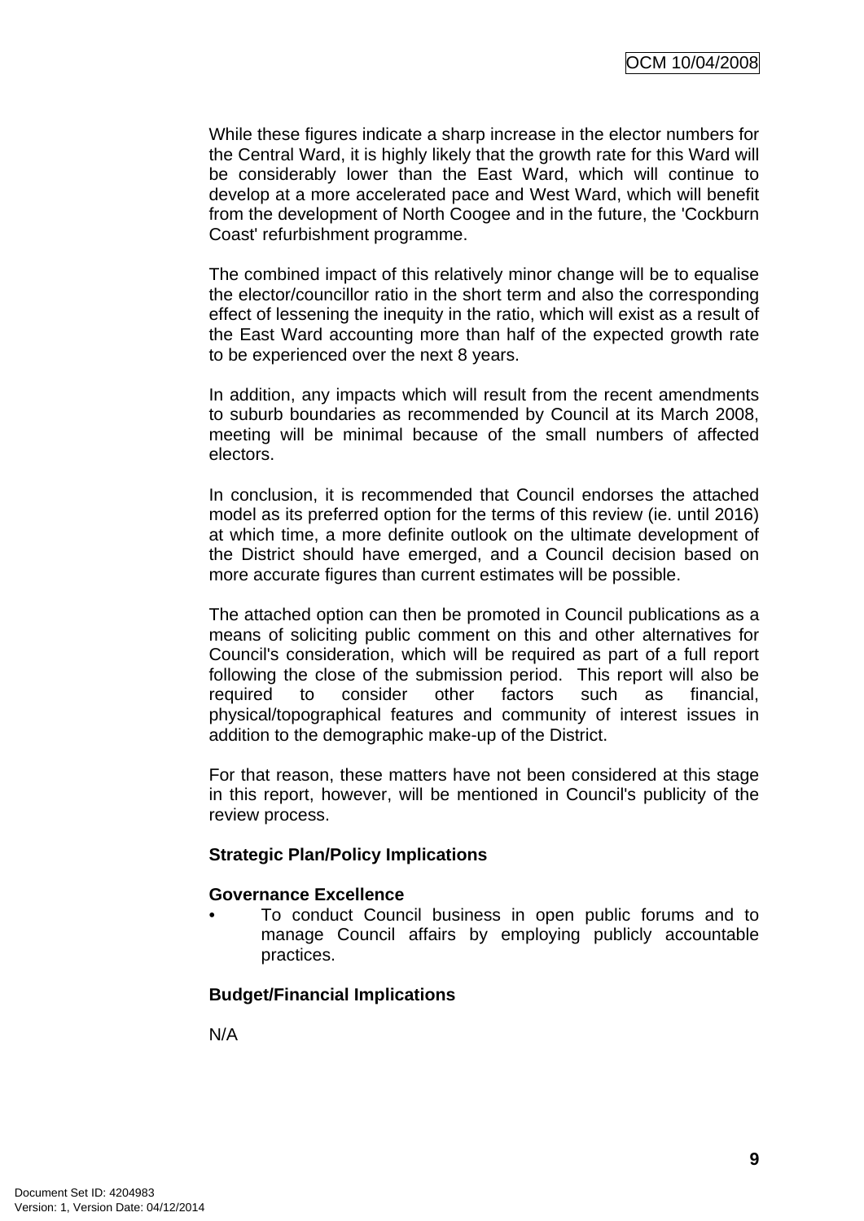While these figures indicate a sharp increase in the elector numbers for the Central Ward, it is highly likely that the growth rate for this Ward will be considerably lower than the East Ward, which will continue to develop at a more accelerated pace and West Ward, which will benefit from the development of North Coogee and in the future, the 'Cockburn Coast' refurbishment programme.

The combined impact of this relatively minor change will be to equalise the elector/councillor ratio in the short term and also the corresponding effect of lessening the inequity in the ratio, which will exist as a result of the East Ward accounting more than half of the expected growth rate to be experienced over the next 8 years.

In addition, any impacts which will result from the recent amendments to suburb boundaries as recommended by Council at its March 2008, meeting will be minimal because of the small numbers of affected electors.

In conclusion, it is recommended that Council endorses the attached model as its preferred option for the terms of this review (ie. until 2016) at which time, a more definite outlook on the ultimate development of the District should have emerged, and a Council decision based on more accurate figures than current estimates will be possible.

The attached option can then be promoted in Council publications as a means of soliciting public comment on this and other alternatives for Council's consideration, which will be required as part of a full report following the close of the submission period. This report will also be required to consider other factors such as financial, physical/topographical features and community of interest issues in addition to the demographic make-up of the District.

For that reason, these matters have not been considered at this stage in this report, however, will be mentioned in Council's publicity of the review process.

**Strategic Plan/Policy Implications**

**Governance Excellence**

- To conduct Council business in open public forums and to manage Council affairs by employing publicly accountable practices.

**Budget/Financial Implications**

N/A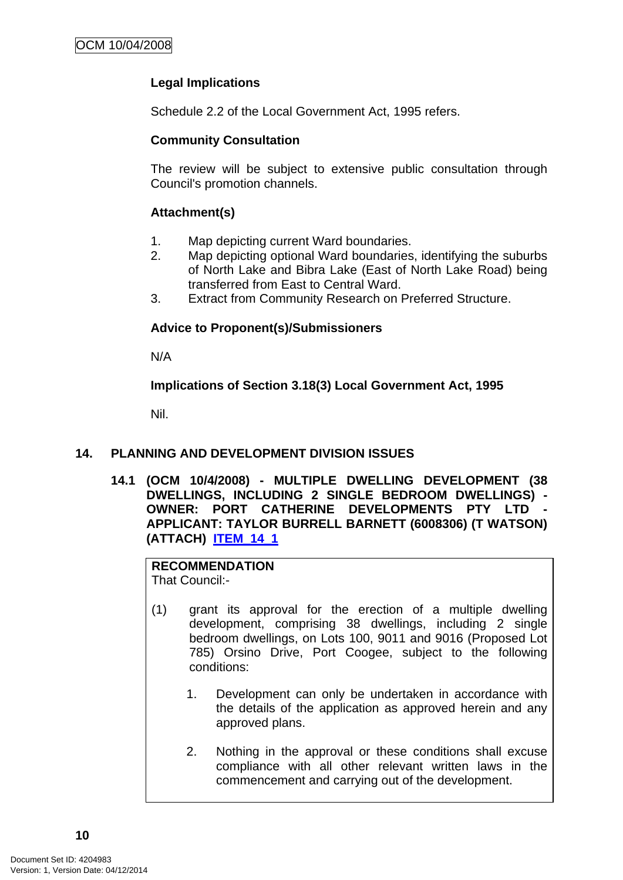**Legal Implications**

Schedule 2.2 of the Local Government Act, 1995 refers.

**Community Consultation**

The review will be subject to extensive public consultation through Council's promotion channels.

**Attachment(s)**

1. Map depicting current Ward boundaries.
2. Map depicting optional Ward boundaries, identifying the suburbs of North Lake and Bibra Lake (East of North Lake Road) being transferred from East to Central Ward.
3. Extract from Community Research on Preferred Structure.

**Advice to Proponent(s)/Submissioners**

N/A

**Implications of Section 3.18(3) Local Government Act, 1995**

Nil.

## 14. PLANNING AND DEVELOPMENT DIVISION ISSUES

### 14.1 (OCM 10/4/2008) - MULTIPLE DWELLING DEVELOPMENT (38 DWELLINGS, INCLUDING 2 SINGLE BEDROOM DWELLINGS) - OWNER: PORT CATHERINE DEVELOPMENTS PTY LTD - APPLICANT: TAYLOR BURRELL BARNETT (6008306) (T WATSON) (ATTACH) ITEM 14_1

**RECOMMENDATION**
That Council:-

(1) grant its approval for the erection of a multiple dwelling development, comprising 38 dwellings, including 2 single bedroom dwellings, on Lots 100, 9011 and 9016 (Proposed Lot 785) Orsino Drive, Port Coogee, subject to the following conditions:

   1. Development can only be undertaken in accordance with the details of the application as approved herein and any approved plans.

   2. Nothing in the approval or these conditions shall excuse compliance with all other relevant written laws in the commencement and carrying out of the development.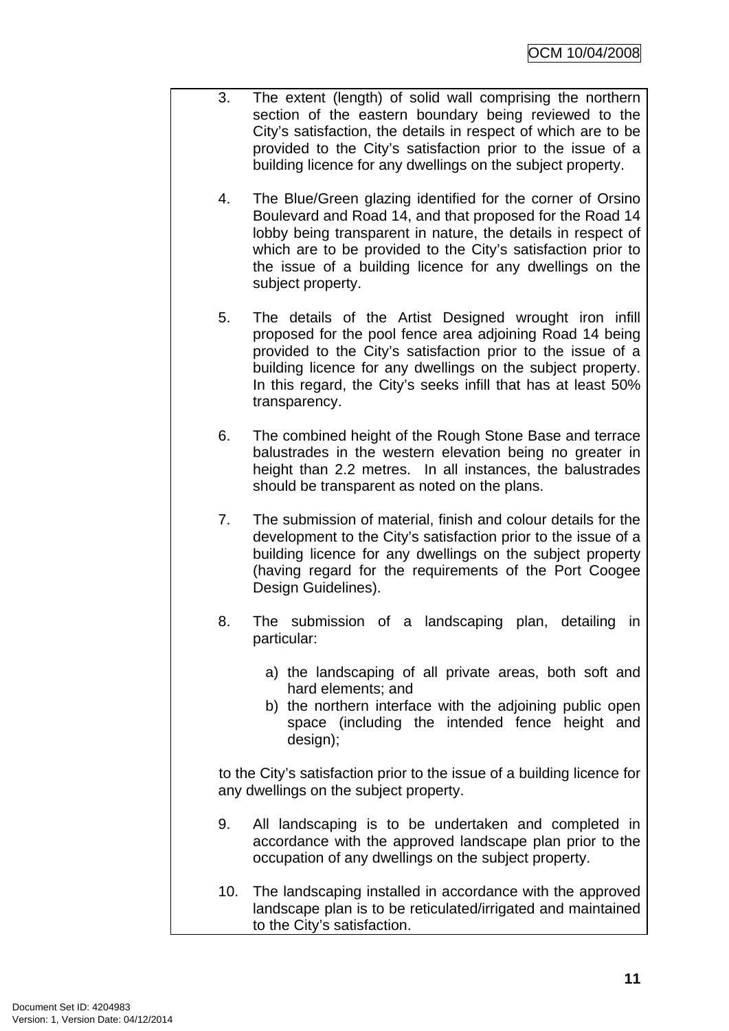3. The extent (length) of solid wall comprising the northern section of the eastern boundary being reviewed to the City's satisfaction, the details in respect of which are to be provided to the City's satisfaction prior to the issue of a building licence for any dwellings on the subject property.

4. The Blue/Green glazing identified for the corner of Orsino Boulevard and Road 14, and that proposed for the Road 14 lobby being transparent in nature, the details in respect of which are to be provided to the City's satisfaction prior to the issue of a building licence for any dwellings on the subject property.

5. The details of the Artist Designed wrought iron infill proposed for the pool fence area adjoining Road 14 being provided to the City's satisfaction prior to the issue of a building licence for any dwellings on the subject property. In this regard, the City's seeks infill that has at least 50% transparency.

6. The combined height of the Rough Stone Base and terrace balustrades in the western elevation being no greater in height than 2.2 metres. In all instances, the balustrades should be transparent as noted on the plans.

7. The submission of material, finish and colour details for the development to the City's satisfaction prior to the issue of a building licence for any dwellings on the subject property (having regard for the requirements of the Port Coogee Design Guidelines).

8. The submission of a landscaping plan, detailing in particular:

   a) the landscaping of all private areas, both soft and hard elements; and
   b) the northern interface with the adjoining public open space (including the intended fence height and design);

   to the City's satisfaction prior to the issue of a building licence for any dwellings on the subject property.

9. All landscaping is to be undertaken and completed in accordance with the approved landscape plan prior to the occupation of any dwellings on the subject property.

10. The landscaping installed in accordance with the approved landscape plan is to be reticulated/irrigated and maintained to the City's satisfaction.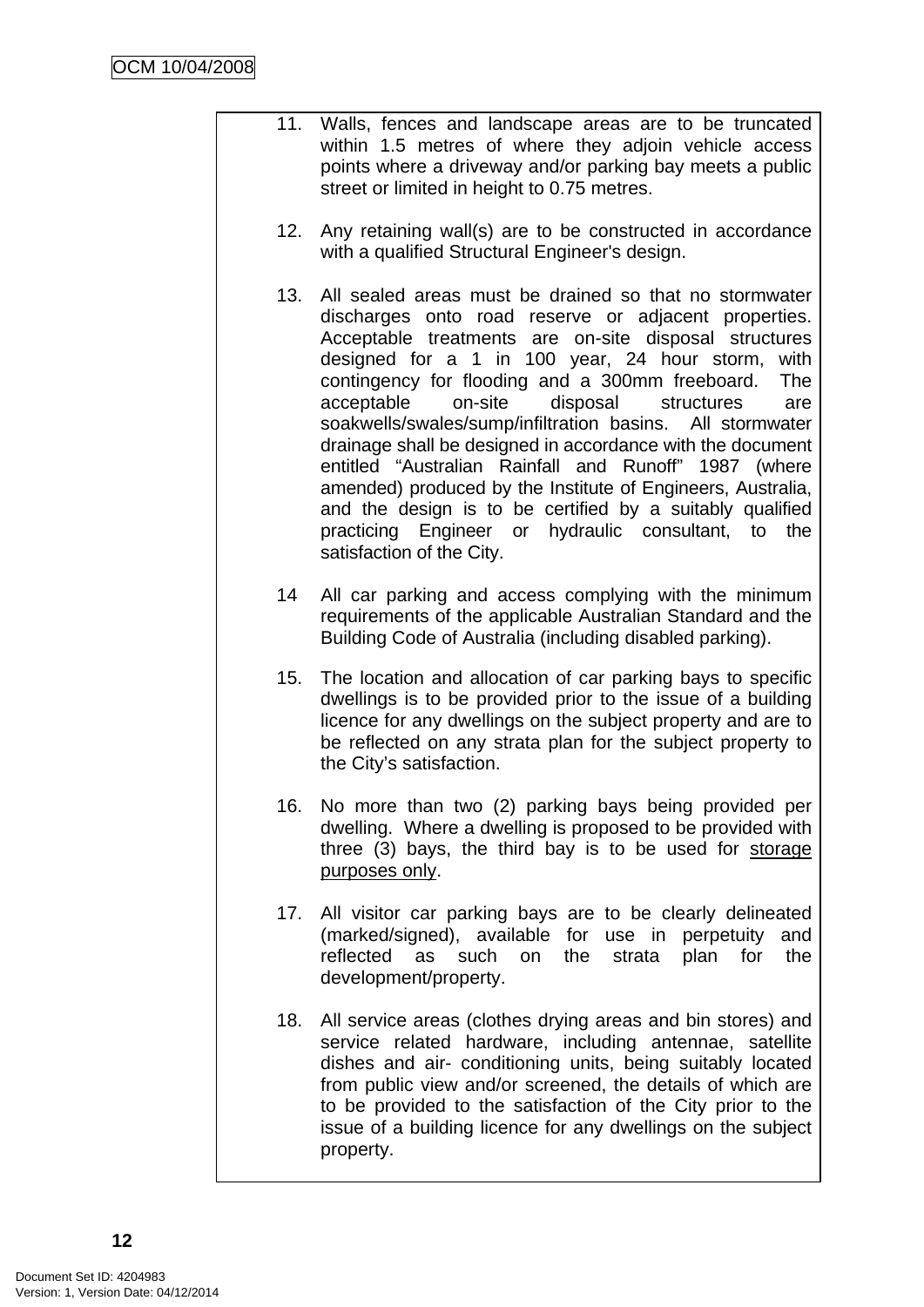11. Walls, fences and landscape areas are to be truncated within 1.5 metres of where they adjoin vehicle access points where a driveway and/or parking bay meets a public street or limited in height to 0.75 metres.

12. Any retaining wall(s) are to be constructed in accordance with a qualified Structural Engineer's design.

13. All sealed areas must be drained so that no stormwater discharges onto road reserve or adjacent properties. Acceptable treatments are on-site disposal structures designed for a 1 in 100 year, 24 hour storm, with contingency for flooding and a 300mm freeboard. The acceptable on-site disposal structures are soakwells/swales/sump/infiltration basins. All stormwater drainage shall be designed in accordance with the document entitled "Australian Rainfall and Runoff" 1987 (where amended) produced by the Institute of Engineers, Australia, and the design is to be certified by a suitably qualified practicing Engineer or hydraulic consultant, to the satisfaction of the City.

14 All car parking and access complying with the minimum requirements of the applicable Australian Standard and the Building Code of Australia (including disabled parking).

15. The location and allocation of car parking bays to specific dwellings is to be provided prior to the issue of a building licence for any dwellings on the subject property and are to be reflected on any strata plan for the subject property to the City's satisfaction.

16. No more than two (2) parking bays being provided per dwelling. Where a dwelling is proposed to be provided with three (3) bays, the third bay is to be used for <u>storage purposes only</u>.

17. All visitor car parking bays are to be clearly delineated (marked/signed), available for use in perpetuity and reflected as such on the strata plan for the development/property.

18. All service areas (clothes drying areas and bin stores) and service related hardware, including antennae, satellite dishes and air- conditioning units, being suitably located from public view and/or screened, the details of which are to be provided to the satisfaction of the City prior to the issue of a building licence for any dwellings on the subject property.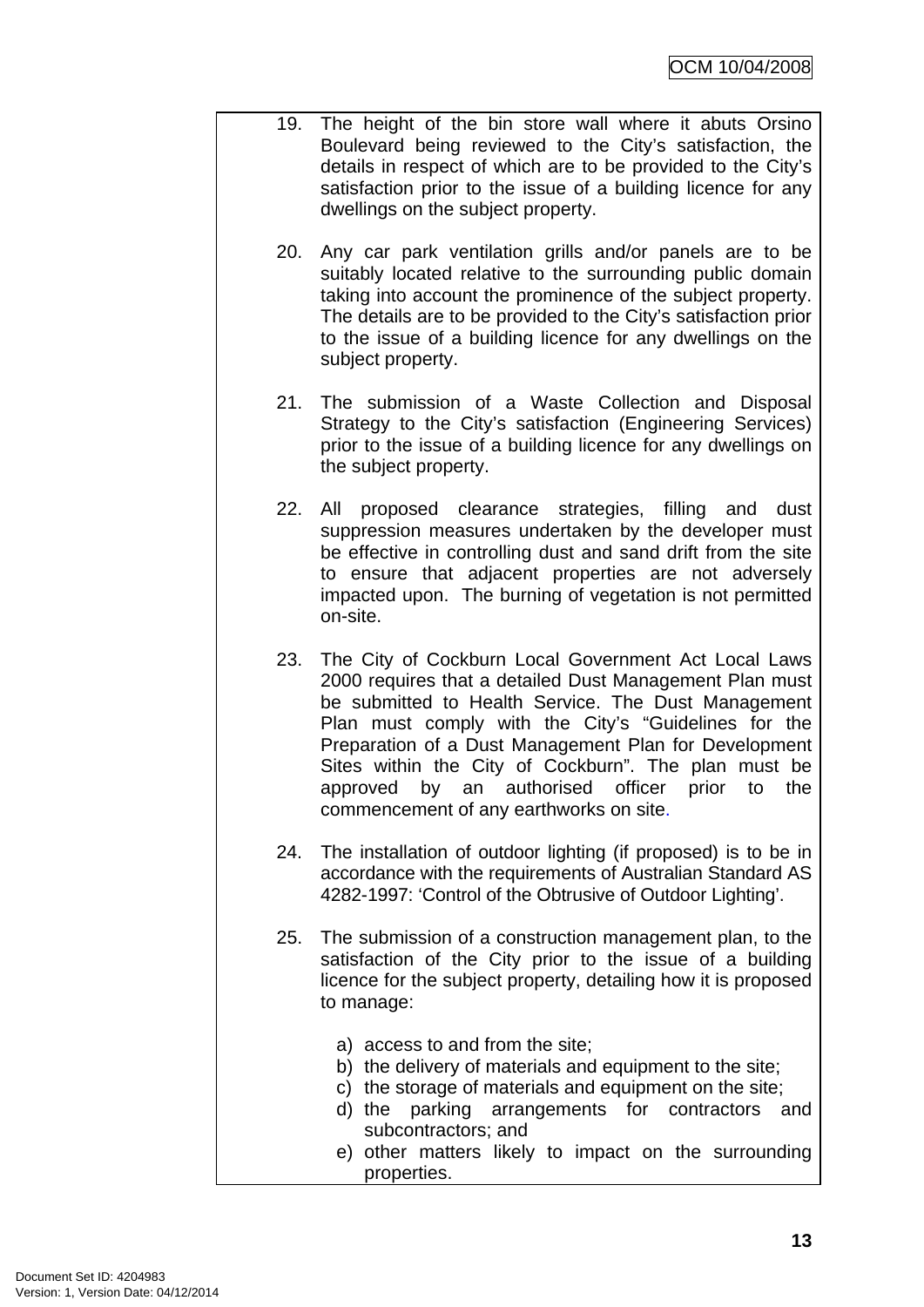19. The height of the bin store wall where it abuts Orsino Boulevard being reviewed to the City's satisfaction, the details in respect of which are to be provided to the City's satisfaction prior to the issue of a building licence for any dwellings on the subject property.

20. Any car park ventilation grills and/or panels are to be suitably located relative to the surrounding public domain taking into account the prominence of the subject property. The details are to be provided to the City's satisfaction prior to the issue of a building licence for any dwellings on the subject property.

21. The submission of a Waste Collection and Disposal Strategy to the City's satisfaction (Engineering Services) prior to the issue of a building licence for any dwellings on the subject property.

22. All proposed clearance strategies, filling and dust suppression measures undertaken by the developer must be effective in controlling dust and sand drift from the site to ensure that adjacent properties are not adversely impacted upon. The burning of vegetation is not permitted on-site.

23. The City of Cockburn Local Government Act Local Laws 2000 requires that a detailed Dust Management Plan must be submitted to Health Service. The Dust Management Plan must comply with the City's "Guidelines for the Preparation of a Dust Management Plan for Development Sites within the City of Cockburn". The plan must be approved by an authorised officer prior to the commencement of any earthworks on site.

24. The installation of outdoor lighting (if proposed) is to be in accordance with the requirements of Australian Standard AS 4282-1997: 'Control of the Obtrusive of Outdoor Lighting'.

25. The submission of a construction management plan, to the satisfaction of the City prior to the issue of a building licence for the subject property, detailing how it is proposed to manage:

    a) access to and from the site;
    b) the delivery of materials and equipment to the site;
    c) the storage of materials and equipment on the site;
    d) the parking arrangements for contractors and subcontractors; and
    e) other matters likely to impact on the surrounding properties.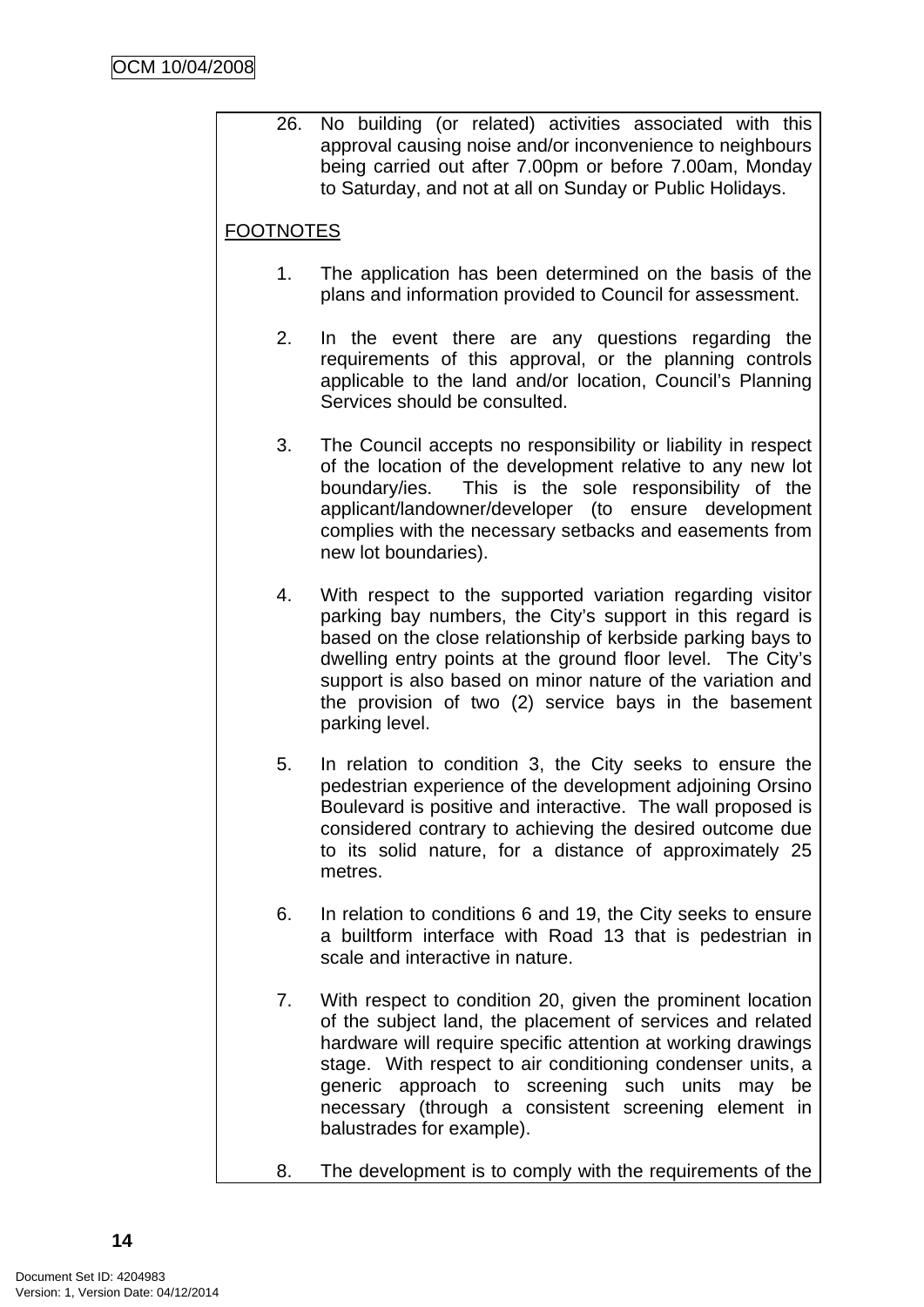26. No building (or related) activities associated with this approval causing noise and/or inconvenience to neighbours being carried out after 7.00pm or before 7.00am, Monday to Saturday, and not at all on Sunday or Public Holidays.

<u>FOOTNOTES</u>

1. The application has been determined on the basis of the plans and information provided to Council for assessment.

2. In the event there are any questions regarding the requirements of this approval, or the planning controls applicable to the land and/or location, Council's Planning Services should be consulted.

3. The Council accepts no responsibility or liability in respect of the location of the development relative to any new lot boundary/ies. This is the sole responsibility of the applicant/landowner/developer (to ensure development complies with the necessary setbacks and easements from new lot boundaries).

4. With respect to the supported variation regarding visitor parking bay numbers, the City's support in this regard is based on the close relationship of kerbside parking bays to dwelling entry points at the ground floor level. The City's support is also based on minor nature of the variation and the provision of two (2) service bays in the basement parking level.

5. In relation to condition 3, the City seeks to ensure the pedestrian experience of the development adjoining Orsino Boulevard is positive and interactive. The wall proposed is considered contrary to achieving the desired outcome due to its solid nature, for a distance of approximately 25 metres.

6. In relation to conditions 6 and 19, the City seeks to ensure a builtform interface with Road 13 that is pedestrian in scale and interactive in nature.

7. With respect to condition 20, given the prominent location of the subject land, the placement of services and related hardware will require specific attention at working drawings stage. With respect to air conditioning condenser units, a generic approach to screening such units may be necessary (through a consistent screening element in balustrades for example).

8. The development is to comply with the requirements of the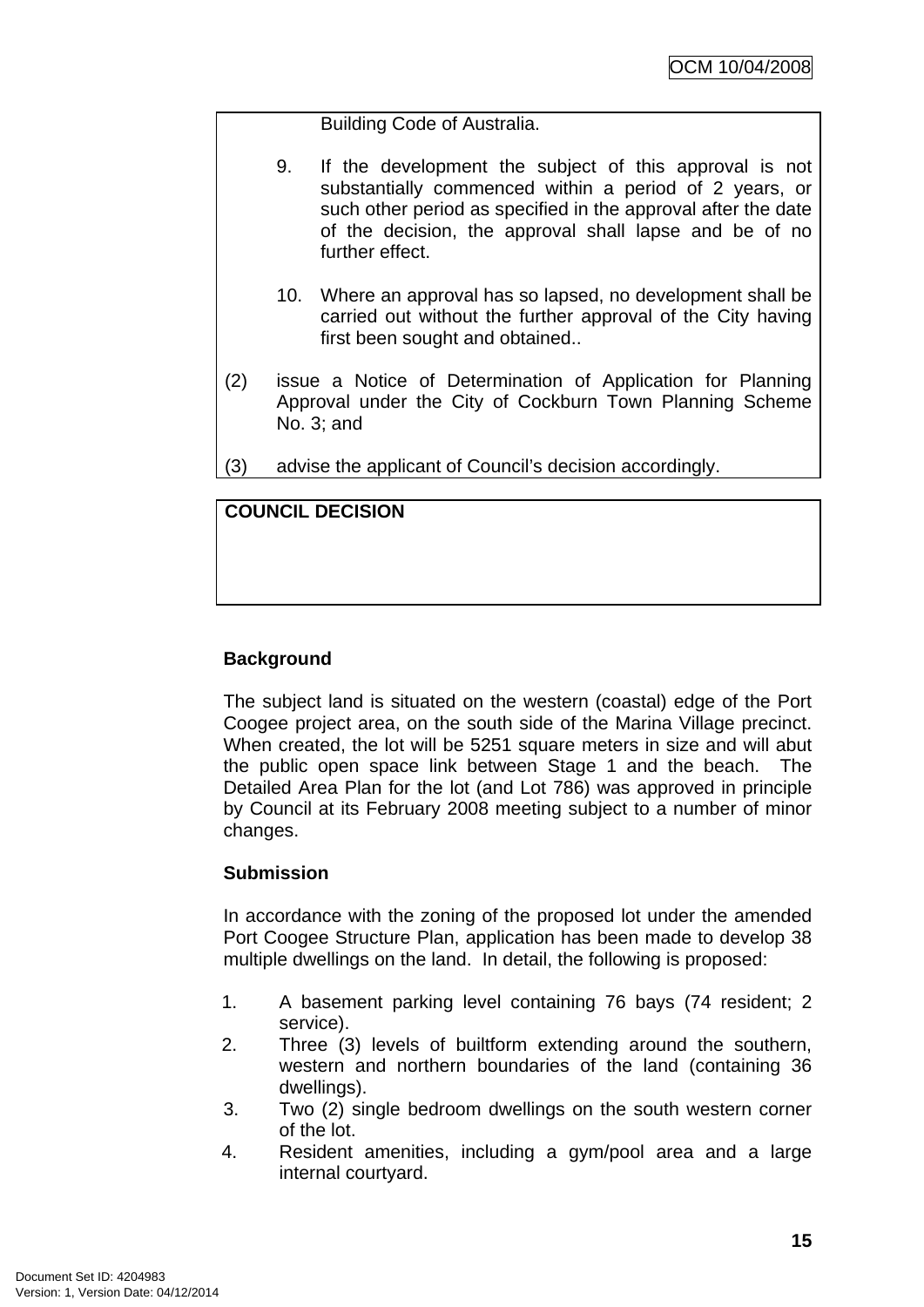Building Code of Australia.

9. If the development the subject of this approval is not substantially commenced within a period of 2 years, or such other period as specified in the approval after the date of the decision, the approval shall lapse and be of no further effect.

10. Where an approval has so lapsed, no development shall be carried out without the further approval of the City having first been sought and obtained..

(2) issue a Notice of Determination of Application for Planning Approval under the City of Cockburn Town Planning Scheme No. 3; and

(3) advise the applicant of Council's decision accordingly.

**COUNCIL DECISION**

**Background**

The subject land is situated on the western (coastal) edge of the Port Coogee project area, on the south side of the Marina Village precinct. When created, the lot will be 5251 square meters in size and will abut the public open space link between Stage 1 and the beach. The Detailed Area Plan for the lot (and Lot 786) was approved in principle by Council at its February 2008 meeting subject to a number of minor changes.

**Submission**

In accordance with the zoning of the proposed lot under the amended Port Coogee Structure Plan, application has been made to develop 38 multiple dwellings on the land. In detail, the following is proposed:

1. A basement parking level containing 76 bays (74 resident; 2 service).
2. Three (3) levels of builtform extending around the southern, western and northern boundaries of the land (containing 36 dwellings).
3. Two (2) single bedroom dwellings on the south western corner of the lot.
4. Resident amenities, including a gym/pool area and a large internal courtyard.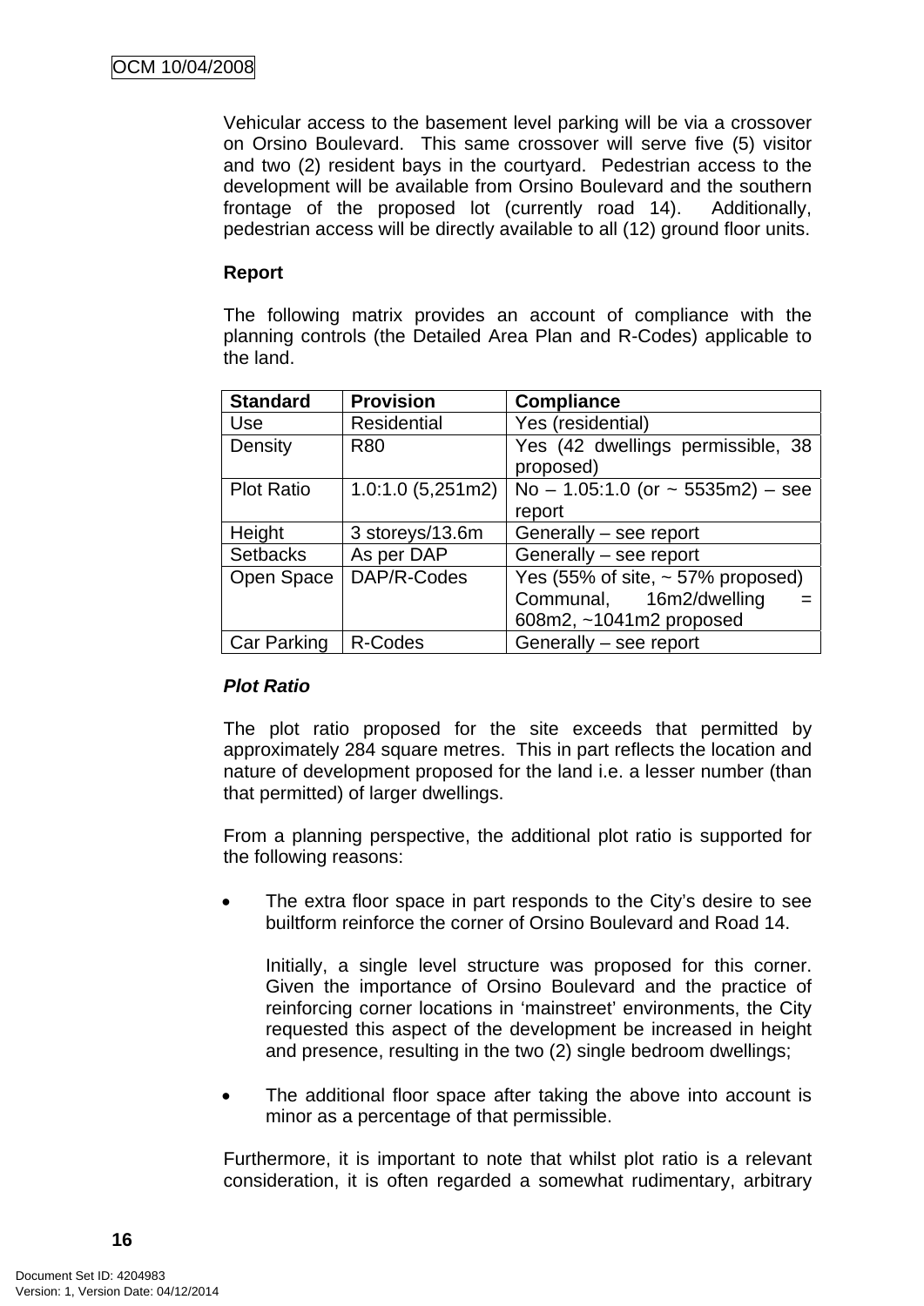Vehicular access to the basement level parking will be via a crossover on Orsino Boulevard. This same crossover will serve five (5) visitor and two (2) resident bays in the courtyard. Pedestrian access to the development will be available from Orsino Boulevard and the southern frontage of the proposed lot (currently road 14). Additionally, pedestrian access will be directly available to all (12) ground floor units.

**Report**

The following matrix provides an account of compliance with the planning controls (the Detailed Area Plan and R-Codes) applicable to the land.

| Standard | Provision | Compliance |
|---|---|---|
| Use | Residential | Yes (residential) |
| Density | R80 | Yes (42 dwellings permissible, 38 proposed) |
| Plot Ratio | 1.0:1.0 (5,251m2) | No – 1.05:1.0 (or ~ 5535m2) – see report |
| Height | 3 storeys/13.6m | Generally – see report |
| Setbacks | As per DAP | Generally – see report |
| Open Space | DAP/R-Codes | Yes (55% of site, ~ 57% proposed) Communal, 16m2/dwelling = 608m2, ~1041m2 proposed |
| Car Parking | R-Codes | Generally – see report |

***Plot Ratio***

The plot ratio proposed for the site exceeds that permitted by approximately 284 square metres. This in part reflects the location and nature of development proposed for the land i.e. a lesser number (than that permitted) of larger dwellings.

From a planning perspective, the additional plot ratio is supported for the following reasons:

- The extra floor space in part responds to the City's desire to see builtform reinforce the corner of Orsino Boulevard and Road 14.

  Initially, a single level structure was proposed for this corner. Given the importance of Orsino Boulevard and the practice of reinforcing corner locations in 'mainstreet' environments, the City requested this aspect of the development be increased in height and presence, resulting in the two (2) single bedroom dwellings;

- The additional floor space after taking the above into account is minor as a percentage of that permissible.

Furthermore, it is important to note that whilst plot ratio is a relevant consideration, it is often regarded a somewhat rudimentary, arbitrary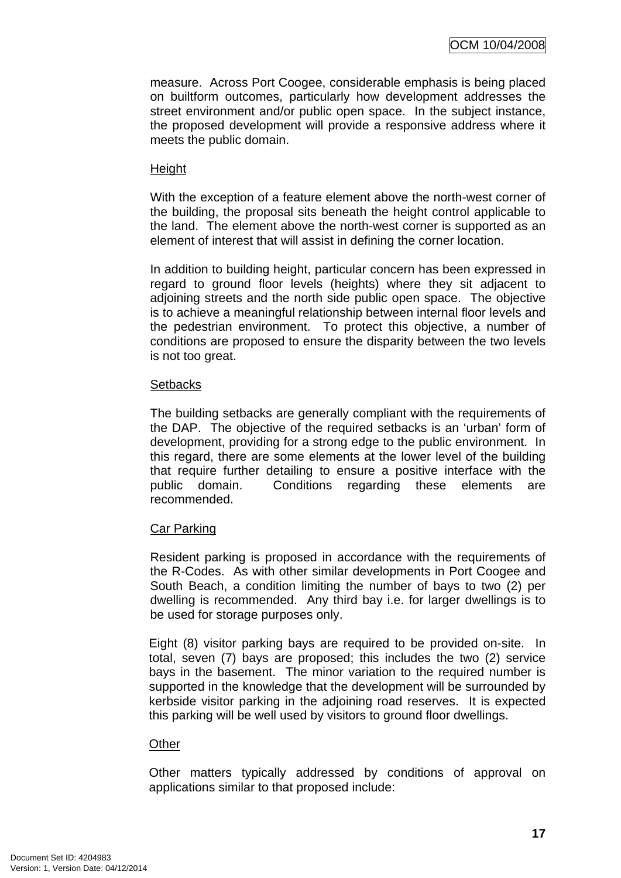measure. Across Port Coogee, considerable emphasis is being placed on builtform outcomes, particularly how development addresses the street environment and/or public open space. In the subject instance, the proposed development will provide a responsive address where it meets the public domain.

Height

With the exception of a feature element above the north-west corner of the building, the proposal sits beneath the height control applicable to the land. The element above the north-west corner is supported as an element of interest that will assist in defining the corner location.

In addition to building height, particular concern has been expressed in regard to ground floor levels (heights) where they sit adjacent to adjoining streets and the north side public open space. The objective is to achieve a meaningful relationship between internal floor levels and the pedestrian environment. To protect this objective, a number of conditions are proposed to ensure the disparity between the two levels is not too great.

Setbacks

The building setbacks are generally compliant with the requirements of the DAP. The objective of the required setbacks is an 'urban' form of development, providing for a strong edge to the public environment. In this regard, there are some elements at the lower level of the building that require further detailing to ensure a positive interface with the public domain. Conditions regarding these elements are recommended.

Car Parking

Resident parking is proposed in accordance with the requirements of the R-Codes. As with other similar developments in Port Coogee and South Beach, a condition limiting the number of bays to two (2) per dwelling is recommended. Any third bay i.e. for larger dwellings is to be used for storage purposes only.

Eight (8) visitor parking bays are required to be provided on-site. In total, seven (7) bays are proposed; this includes the two (2) service bays in the basement. The minor variation to the required number is supported in the knowledge that the development will be surrounded by kerbside visitor parking in the adjoining road reserves. It is expected this parking will be well used by visitors to ground floor dwellings.

Other

Other matters typically addressed by conditions of approval on applications similar to that proposed include: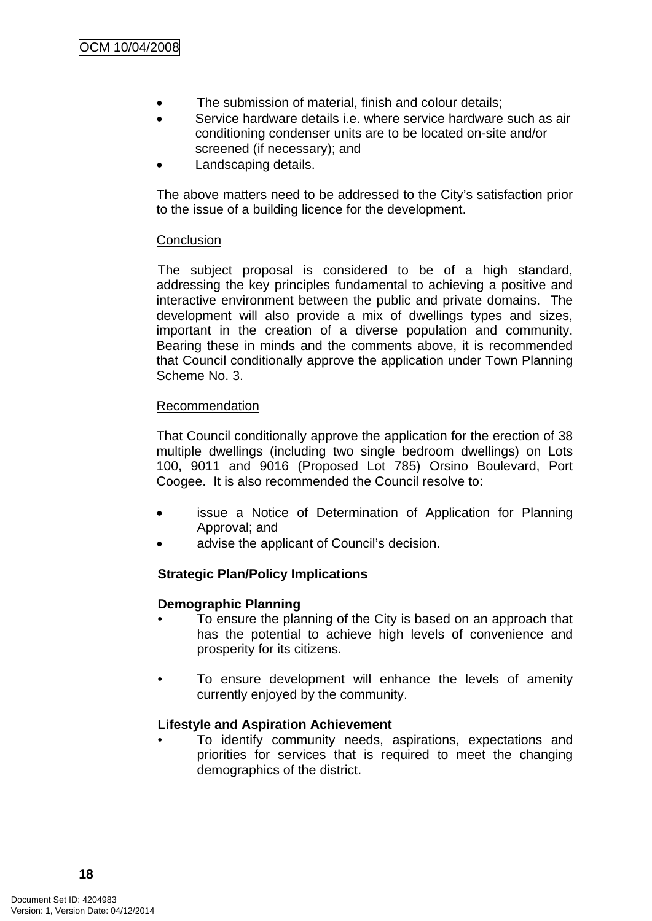- The submission of material, finish and colour details;
- Service hardware details i.e. where service hardware such as air conditioning condenser units are to be located on-site and/or screened (if necessary); and
- Landscaping details.

The above matters need to be addressed to the City's satisfaction prior to the issue of a building licence for the development.

Conclusion

The subject proposal is considered to be of a high standard, addressing the key principles fundamental to achieving a positive and interactive environment between the public and private domains. The development will also provide a mix of dwellings types and sizes, important in the creation of a diverse population and community. Bearing these in minds and the comments above, it is recommended that Council conditionally approve the application under Town Planning Scheme No. 3.

Recommendation

That Council conditionally approve the application for the erection of 38 multiple dwellings (including two single bedroom dwellings) on Lots 100, 9011 and 9016 (Proposed Lot 785) Orsino Boulevard, Port Coogee. It is also recommended the Council resolve to:

- issue a Notice of Determination of Application for Planning Approval; and
- advise the applicant of Council's decision.

**Strategic Plan/Policy Implications**

**Demographic Planning**

- To ensure the planning of the City is based on an approach that has the potential to achieve high levels of convenience and prosperity for its citizens.

- To ensure development will enhance the levels of amenity currently enjoyed by the community.

**Lifestyle and Aspiration Achievement**

- To identify community needs, aspirations, expectations and priorities for services that is required to meet the changing demographics of the district.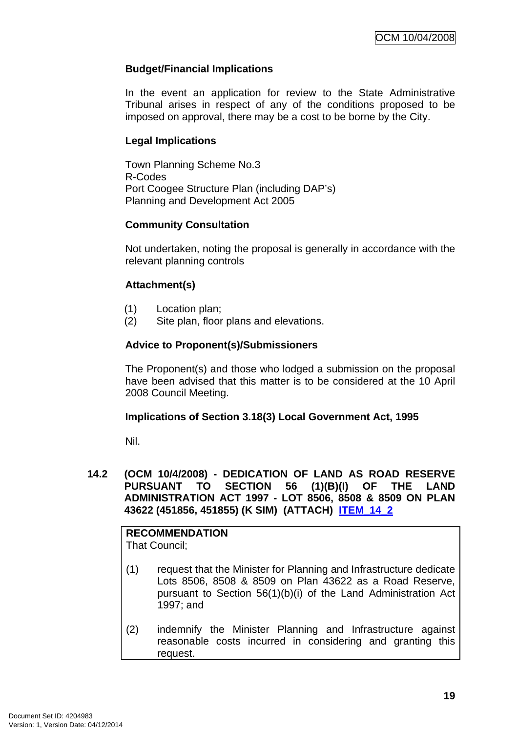**Budget/Financial Implications**

In the event an application for review to the State Administrative Tribunal arises in respect of any of the conditions proposed to be imposed on approval, there may be a cost to be borne by the City.

**Legal Implications**

Town Planning Scheme No.3
R-Codes
Port Coogee Structure Plan (including DAP's)
Planning and Development Act 2005

**Community Consultation**

Not undertaken, noting the proposal is generally in accordance with the relevant planning controls

**Attachment(s)**

(1) Location plan;
(2) Site plan, floor plans and elevations.

**Advice to Proponent(s)/Submissioners**

The Proponent(s) and those who lodged a submission on the proposal have been advised that this matter is to be considered at the 10 April 2008 Council Meeting.

**Implications of Section 3.18(3) Local Government Act, 1995**

Nil.

## 14.2 (OCM 10/4/2008) - DEDICATION OF LAND AS ROAD RESERVE PURSUANT TO SECTION 56 (1)(B)(I) OF THE LAND ADMINISTRATION ACT 1997 - LOT 8506, 8508 & 8509 ON PLAN 43622 (451856, 451855) (K SIM) (ATTACH) ITEM 14 2

**RECOMMENDATION**
That Council;

(1) request that the Minister for Planning and Infrastructure dedicate Lots 8506, 8508 & 8509 on Plan 43622 as a Road Reserve, pursuant to Section 56(1)(b)(i) of the Land Administration Act 1997; and

(2) indemnify the Minister Planning and Infrastructure against reasonable costs incurred in considering and granting this request.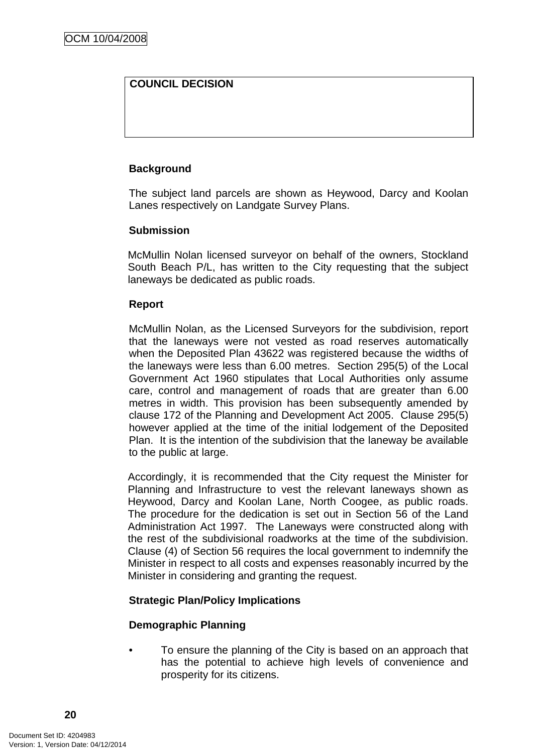| COUNCIL DECISION |
| --- |
| |

**Background**

The subject land parcels are shown as Heywood, Darcy and Koolan Lanes respectively on Landgate Survey Plans.

**Submission**

McMullin Nolan licensed surveyor on behalf of the owners, Stockland South Beach P/L, has written to the City requesting that the subject laneways be dedicated as public roads.

**Report**

McMullin Nolan, as the Licensed Surveyors for the subdivision, report that the laneways were not vested as road reserves automatically when the Deposited Plan 43622 was registered because the widths of the laneways were less than 6.00 metres. Section 295(5) of the Local Government Act 1960 stipulates that Local Authorities only assume care, control and management of roads that are greater than 6.00 metres in width. This provision has been subsequently amended by clause 172 of the Planning and Development Act 2005. Clause 295(5) however applied at the time of the initial lodgement of the Deposited Plan. It is the intention of the subdivision that the laneway be available to the public at large.

Accordingly, it is recommended that the City request the Minister for Planning and Infrastructure to vest the relevant laneways shown as Heywood, Darcy and Koolan Lane, North Coogee, as public roads. The procedure for the dedication is set out in Section 56 of the Land Administration Act 1997. The Laneways were constructed along with the rest of the subdivisional roadworks at the time of the subdivision. Clause (4) of Section 56 requires the local government to indemnify the Minister in respect to all costs and expenses reasonably incurred by the Minister in considering and granting the request.

**Strategic Plan/Policy Implications**

**Demographic Planning**

- To ensure the planning of the City is based on an approach that has the potential to achieve high levels of convenience and prosperity for its citizens.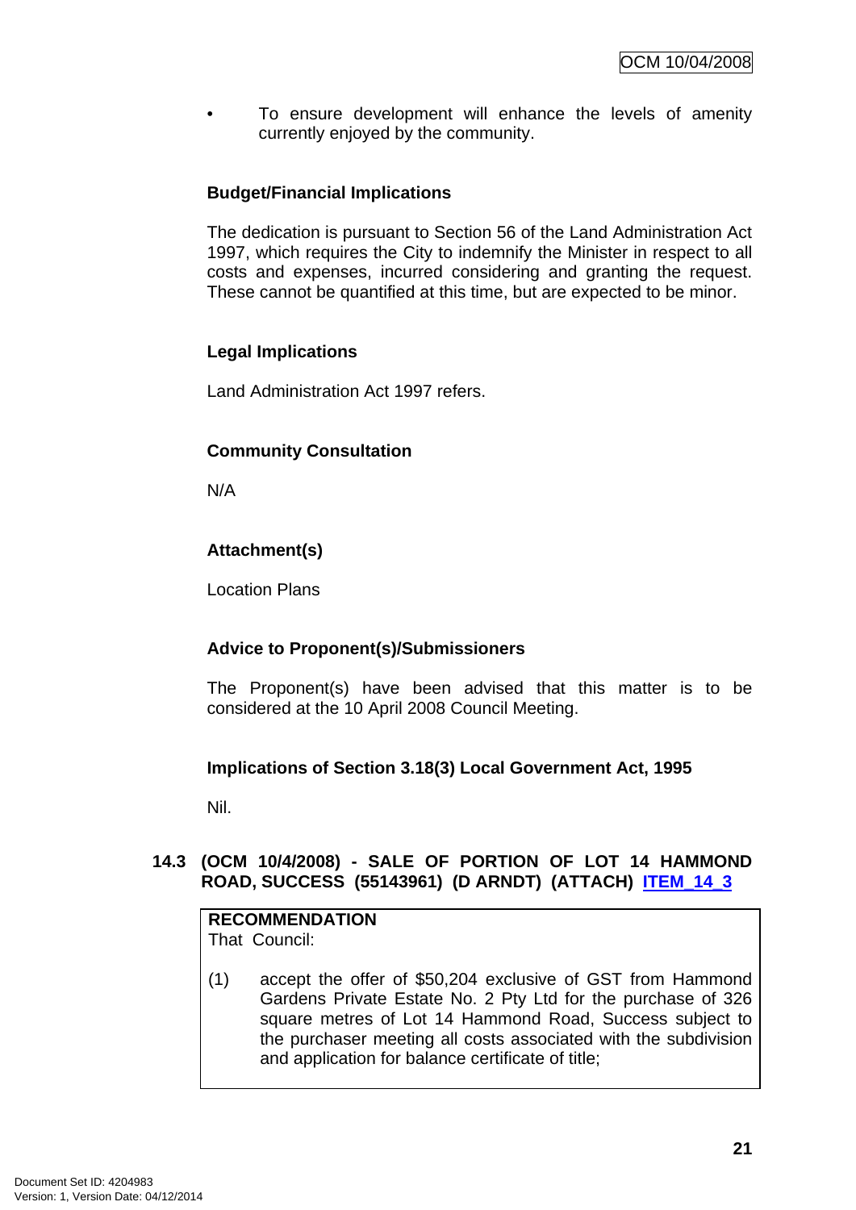- To ensure development will enhance the levels of amenity currently enjoyed by the community.

**Budget/Financial Implications**

The dedication is pursuant to Section 56 of the Land Administration Act 1997, which requires the City to indemnify the Minister in respect to all costs and expenses, incurred considering and granting the request. These cannot be quantified at this time, but are expected to be minor.

**Legal Implications**

Land Administration Act 1997 refers.

**Community Consultation**

N/A

**Attachment(s)**

Location Plans

**Advice to Proponent(s)/Submissioners**

The Proponent(s) have been advised that this matter is to be considered at the 10 April 2008 Council Meeting.

**Implications of Section 3.18(3) Local Government Act, 1995**

Nil.

### 14.3 (OCM 10/4/2008) - SALE OF PORTION OF LOT 14 HAMMOND ROAD, SUCCESS (55143961) (D ARNDT) (ATTACH) ITEM_14_3

**RECOMMENDATION**
That Council:

(1) accept the offer of $50,204 exclusive of GST from Hammond Gardens Private Estate No. 2 Pty Ltd for the purchase of 326 square metres of Lot 14 Hammond Road, Success subject to the purchaser meeting all costs associated with the subdivision and application for balance certificate of title;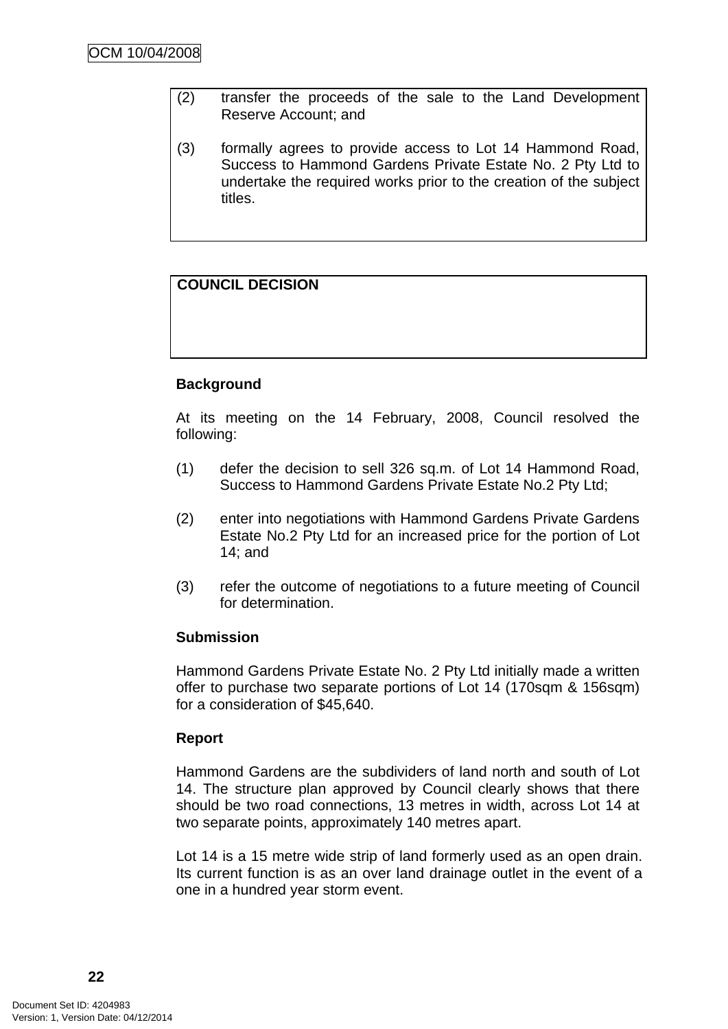(2) transfer the proceeds of the sale to the Land Development Reserve Account; and

(3) formally agrees to provide access to Lot 14 Hammond Road, Success to Hammond Gardens Private Estate No. 2 Pty Ltd to undertake the required works prior to the creation of the subject titles.

**COUNCIL DECISION**

**Background**

At its meeting on the 14 February, 2008, Council resolved the following:

(1) defer the decision to sell 326 sq.m. of Lot 14 Hammond Road, Success to Hammond Gardens Private Estate No.2 Pty Ltd;

(2) enter into negotiations with Hammond Gardens Private Gardens Estate No.2 Pty Ltd for an increased price for the portion of Lot 14; and

(3) refer the outcome of negotiations to a future meeting of Council for determination.

**Submission**

Hammond Gardens Private Estate No. 2 Pty Ltd initially made a written offer to purchase two separate portions of Lot 14 (170sqm & 156sqm) for a consideration of $45,640.

**Report**

Hammond Gardens are the subdividers of land north and south of Lot 14. The structure plan approved by Council clearly shows that there should be two road connections, 13 metres in width, across Lot 14 at two separate points, approximately 140 metres apart.

Lot 14 is a 15 metre wide strip of land formerly used as an open drain. Its current function is as an over land drainage outlet in the event of a one in a hundred year storm event.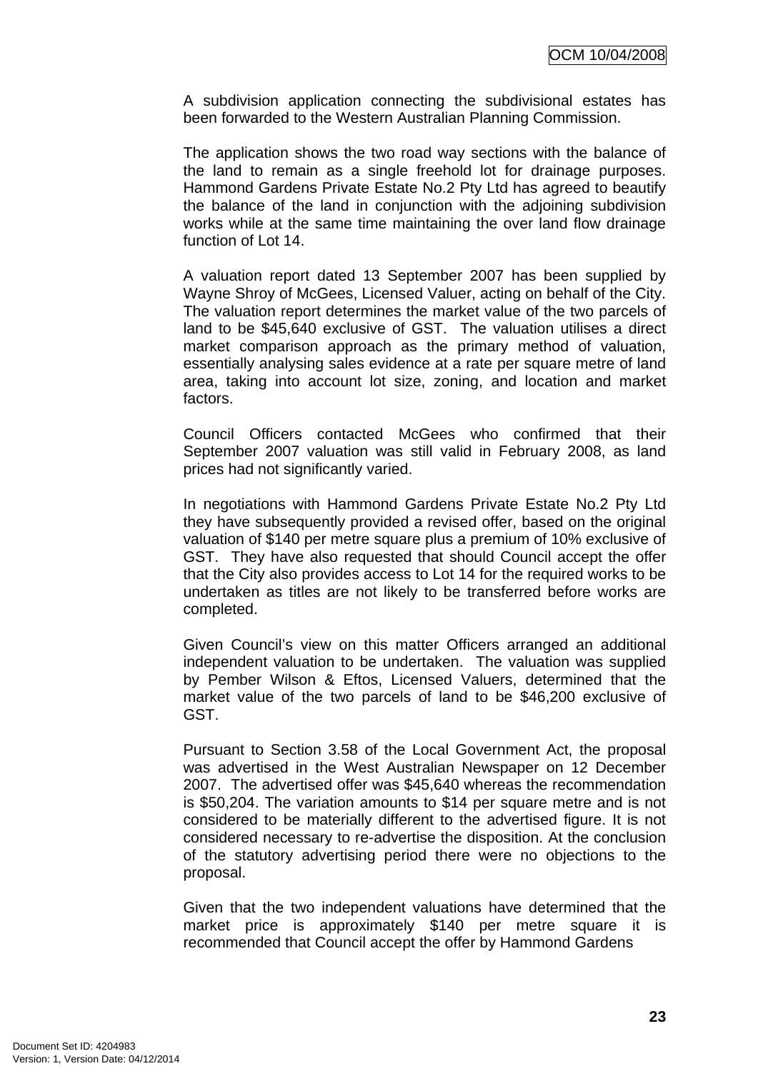A subdivision application connecting the subdivisional estates has been forwarded to the Western Australian Planning Commission.

The application shows the two road way sections with the balance of the land to remain as a single freehold lot for drainage purposes. Hammond Gardens Private Estate No.2 Pty Ltd has agreed to beautify the balance of the land in conjunction with the adjoining subdivision works while at the same time maintaining the over land flow drainage function of Lot 14.

A valuation report dated 13 September 2007 has been supplied by Wayne Shroy of McGees, Licensed Valuer, acting on behalf of the City. The valuation report determines the market value of the two parcels of land to be $45,640 exclusive of GST. The valuation utilises a direct market comparison approach as the primary method of valuation, essentially analysing sales evidence at a rate per square metre of land area, taking into account lot size, zoning, and location and market factors.

Council Officers contacted McGees who confirmed that their September 2007 valuation was still valid in February 2008, as land prices had not significantly varied.

In negotiations with Hammond Gardens Private Estate No.2 Pty Ltd they have subsequently provided a revised offer, based on the original valuation of $140 per metre square plus a premium of 10% exclusive of GST. They have also requested that should Council accept the offer that the City also provides access to Lot 14 for the required works to be undertaken as titles are not likely to be transferred before works are completed.

Given Council's view on this matter Officers arranged an additional independent valuation to be undertaken. The valuation was supplied by Pember Wilson & Eftos, Licensed Valuers, determined that the market value of the two parcels of land to be $46,200 exclusive of GST.

Pursuant to Section 3.58 of the Local Government Act, the proposal was advertised in the West Australian Newspaper on 12 December 2007. The advertised offer was $45,640 whereas the recommendation is $50,204. The variation amounts to $14 per square metre and is not considered to be materially different to the advertised figure. It is not considered necessary to re-advertise the disposition. At the conclusion of the statutory advertising period there were no objections to the proposal.

Given that the two independent valuations have determined that the market price is approximately $140 per metre square it is recommended that Council accept the offer by Hammond Gardens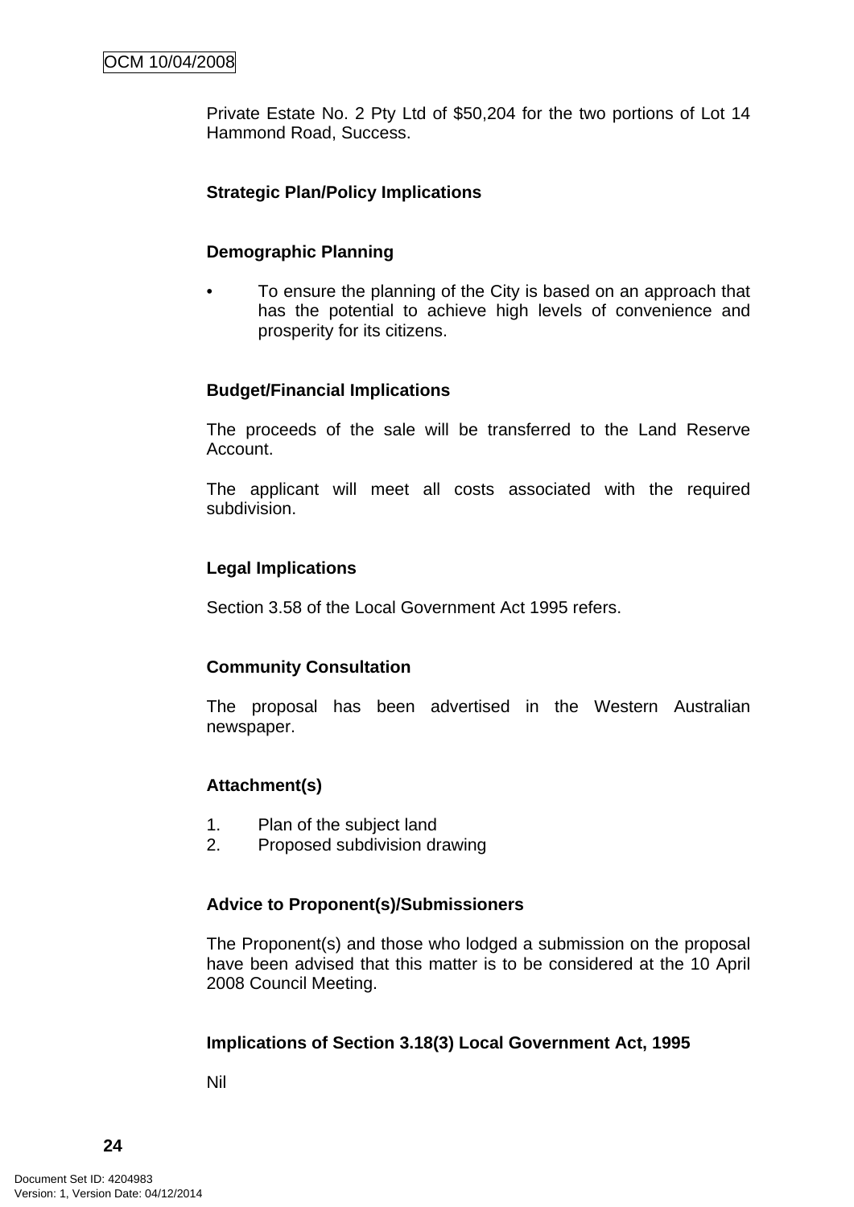Private Estate No. 2 Pty Ltd of $50,204 for the two portions of Lot 14 Hammond Road, Success.

**Strategic Plan/Policy Implications**

**Demographic Planning**

- To ensure the planning of the City is based on an approach that has the potential to achieve high levels of convenience and prosperity for its citizens.

**Budget/Financial Implications**

The proceeds of the sale will be transferred to the Land Reserve Account.

The applicant will meet all costs associated with the required subdivision.

**Legal Implications**

Section 3.58 of the Local Government Act 1995 refers.

**Community Consultation**

The proposal has been advertised in the Western Australian newspaper.

**Attachment(s)**

1. Plan of the subject land
2. Proposed subdivision drawing

**Advice to Proponent(s)/Submissioners**

The Proponent(s) and those who lodged a submission on the proposal have been advised that this matter is to be considered at the 10 April 2008 Council Meeting.

**Implications of Section 3.18(3) Local Government Act, 1995**

Nil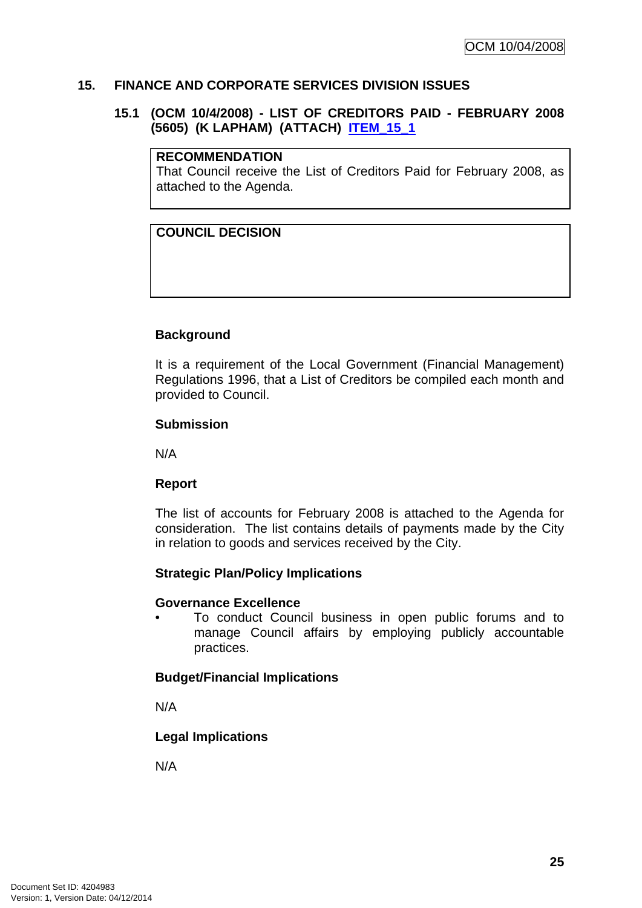## 15. FINANCE AND CORPORATE SERVICES DIVISION ISSUES

### 15.1 (OCM 10/4/2008) - LIST OF CREDITORS PAID - FEBRUARY 2008 (5605) (K LAPHAM) (ATTACH) ITEM_15_1

| **RECOMMENDATION** |
|---|
| That Council receive the List of Creditors Paid for February 2008, as attached to the Agenda. |

| **COUNCIL DECISION** |
|---|
| |

**Background**

It is a requirement of the Local Government (Financial Management) Regulations 1996, that a List of Creditors be compiled each month and provided to Council.

**Submission**

N/A

**Report**

The list of accounts for February 2008 is attached to the Agenda for consideration. The list contains details of payments made by the City in relation to goods and services received by the City.

**Strategic Plan/Policy Implications**

**Governance Excellence**

- To conduct Council business in open public forums and to manage Council affairs by employing publicly accountable practices.

**Budget/Financial Implications**

N/A

**Legal Implications**

N/A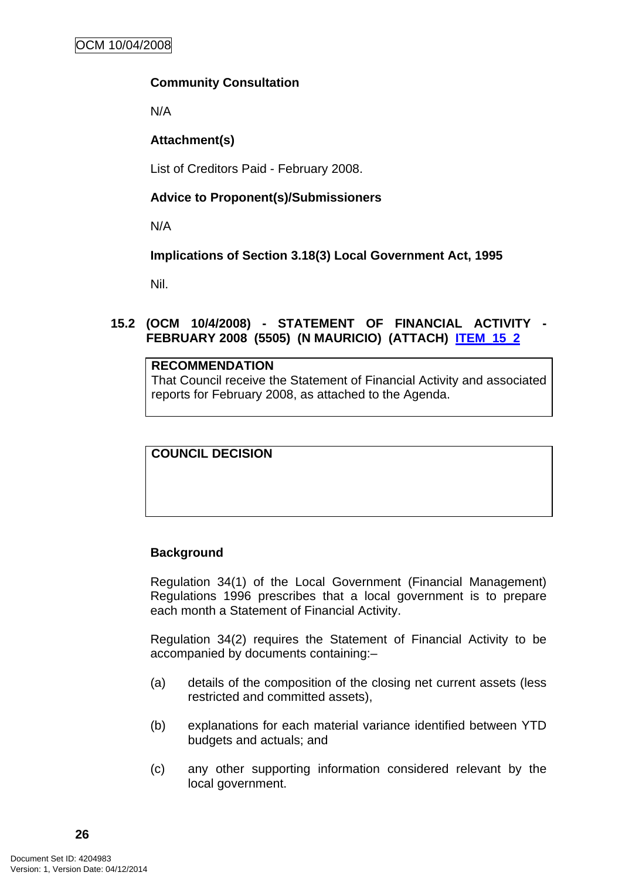**Community Consultation**

N/A

**Attachment(s)**

List of Creditors Paid - February 2008.

**Advice to Proponent(s)/Submissioners**

N/A

**Implications of Section 3.18(3) Local Government Act, 1995**

Nil.

### 15.2 (OCM 10/4/2008) - STATEMENT OF FINANCIAL ACTIVITY - FEBRUARY 2008 (5505) (N MAURICIO) (ATTACH) ITEM 15 2

| RECOMMENDATION |
|---|
| That Council receive the Statement of Financial Activity and associated reports for February 2008, as attached to the Agenda. |

| COUNCIL DECISION |
|---|
| |

**Background**

Regulation 34(1) of the Local Government (Financial Management) Regulations 1996 prescribes that a local government is to prepare each month a Statement of Financial Activity.

Regulation 34(2) requires the Statement of Financial Activity to be accompanied by documents containing:–

(a) details of the composition of the closing net current assets (less restricted and committed assets),

(b) explanations for each material variance identified between YTD budgets and actuals; and

(c) any other supporting information considered relevant by the local government.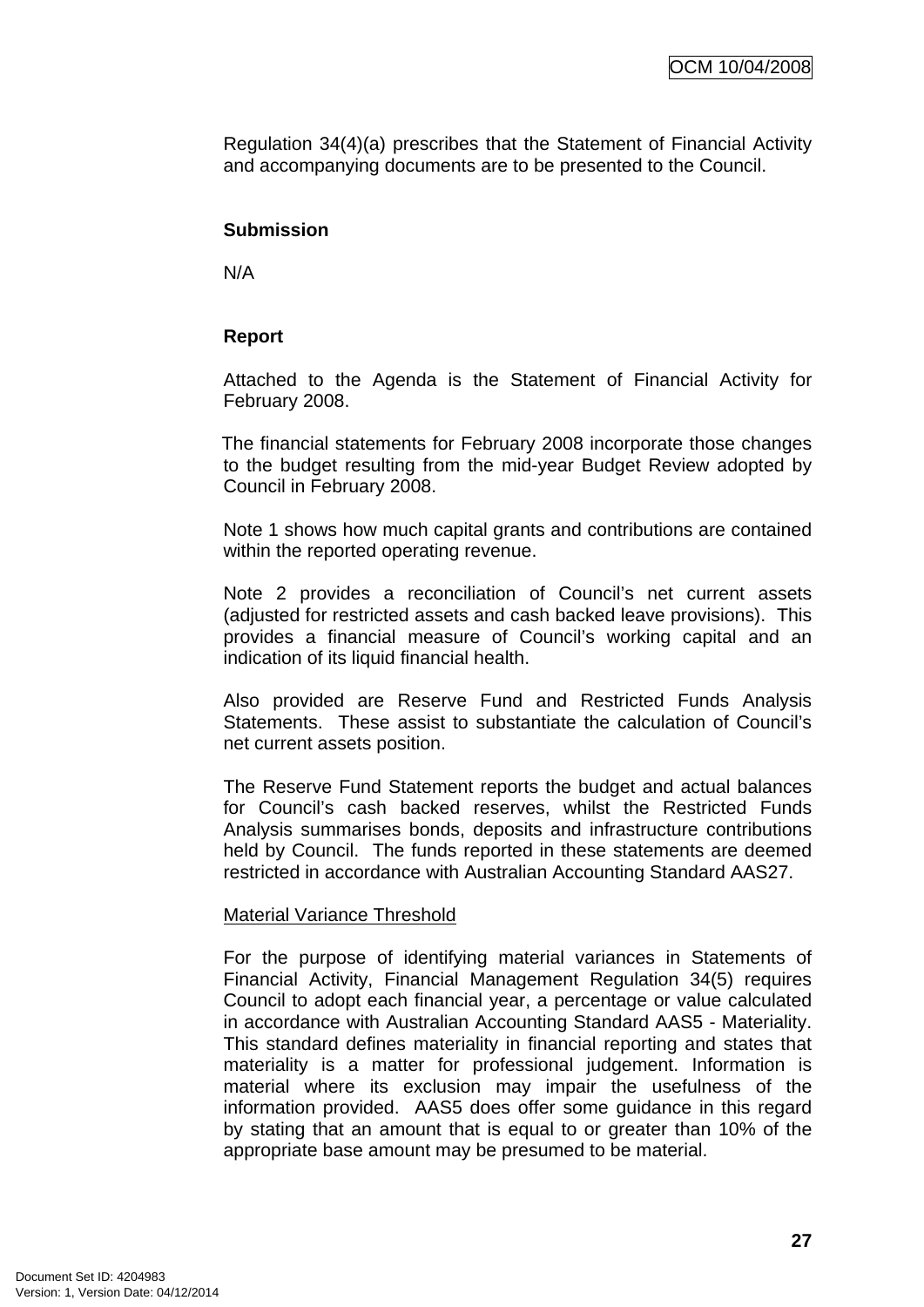Regulation 34(4)(a) prescribes that the Statement of Financial Activity and accompanying documents are to be presented to the Council.

**Submission**

N/A

**Report**

Attached to the Agenda is the Statement of Financial Activity for February 2008.

The financial statements for February 2008 incorporate those changes to the budget resulting from the mid-year Budget Review adopted by Council in February 2008.

Note 1 shows how much capital grants and contributions are contained within the reported operating revenue.

Note 2 provides a reconciliation of Council's net current assets (adjusted for restricted assets and cash backed leave provisions). This provides a financial measure of Council's working capital and an indication of its liquid financial health.

Also provided are Reserve Fund and Restricted Funds Analysis Statements. These assist to substantiate the calculation of Council's net current assets position.

The Reserve Fund Statement reports the budget and actual balances for Council's cash backed reserves, whilst the Restricted Funds Analysis summarises bonds, deposits and infrastructure contributions held by Council. The funds reported in these statements are deemed restricted in accordance with Australian Accounting Standard AAS27.

Material Variance Threshold

For the purpose of identifying material variances in Statements of Financial Activity, Financial Management Regulation 34(5) requires Council to adopt each financial year, a percentage or value calculated in accordance with Australian Accounting Standard AAS5 - Materiality. This standard defines materiality in financial reporting and states that materiality is a matter for professional judgement. Information is material where its exclusion may impair the usefulness of the information provided. AAS5 does offer some guidance in this regard by stating that an amount that is equal to or greater than 10% of the appropriate base amount may be presumed to be material.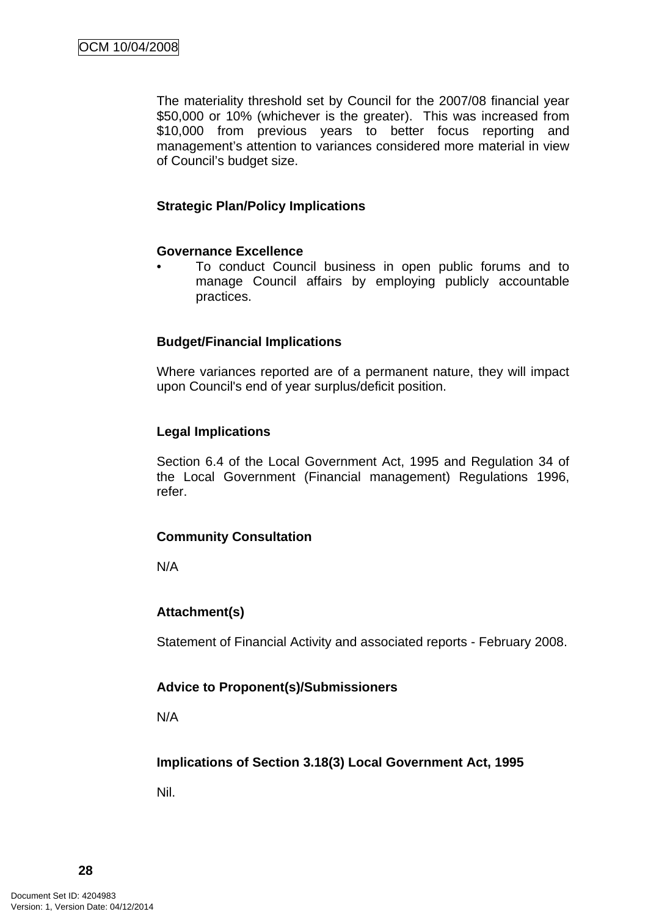The materiality threshold set by Council for the 2007/08 financial year $50,000 or 10% (whichever is the greater). This was increased from $10,000 from previous years to better focus reporting and management's attention to variances considered more material in view of Council's budget size.

**Strategic Plan/Policy Implications**

**Governance Excellence**

- To conduct Council business in open public forums and to manage Council affairs by employing publicly accountable practices.

**Budget/Financial Implications**

Where variances reported are of a permanent nature, they will impact upon Council's end of year surplus/deficit position.

**Legal Implications**

Section 6.4 of the Local Government Act, 1995 and Regulation 34 of the Local Government (Financial management) Regulations 1996, refer.

**Community Consultation**

N/A

**Attachment(s)**

Statement of Financial Activity and associated reports - February 2008.

**Advice to Proponent(s)/Submissioners**

N/A

**Implications of Section 3.18(3) Local Government Act, 1995**

Nil.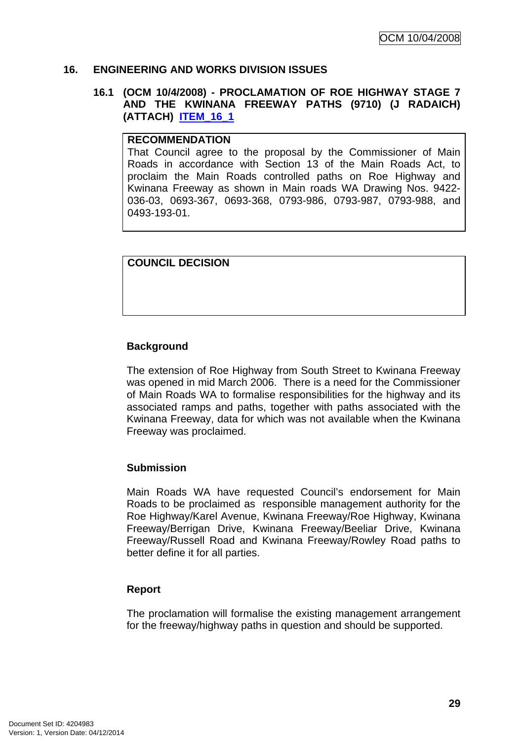## 16. ENGINEERING AND WORKS DIVISION ISSUES

### 16.1 (OCM 10/4/2008) - PROCLAMATION OF ROE HIGHWAY STAGE 7 AND THE KWINANA FREEWAY PATHS (9710) (J RADAICH) (ATTACH) ITEM_16_1

**RECOMMENDATION**

That Council agree to the proposal by the Commissioner of Main Roads in accordance with Section 13 of the Main Roads Act, to proclaim the Main Roads controlled paths on Roe Highway and Kwinana Freeway as shown in Main roads WA Drawing Nos. 9422-036-03, 0693-367, 0693-368, 0793-986, 0793-987, 0793-988, and 0493-193-01.

**COUNCIL DECISION**

**Background**

The extension of Roe Highway from South Street to Kwinana Freeway was opened in mid March 2006. There is a need for the Commissioner of Main Roads WA to formalise responsibilities for the highway and its associated ramps and paths, together with paths associated with the Kwinana Freeway, data for which was not available when the Kwinana Freeway was proclaimed.

**Submission**

Main Roads WA have requested Council's endorsement for Main Roads to be proclaimed as responsible management authority for the Roe Highway/Karel Avenue, Kwinana Freeway/Roe Highway, Kwinana Freeway/Berrigan Drive, Kwinana Freeway/Beeliar Drive, Kwinana Freeway/Russell Road and Kwinana Freeway/Rowley Road paths to better define it for all parties.

**Report**

The proclamation will formalise the existing management arrangement for the freeway/highway paths in question and should be supported.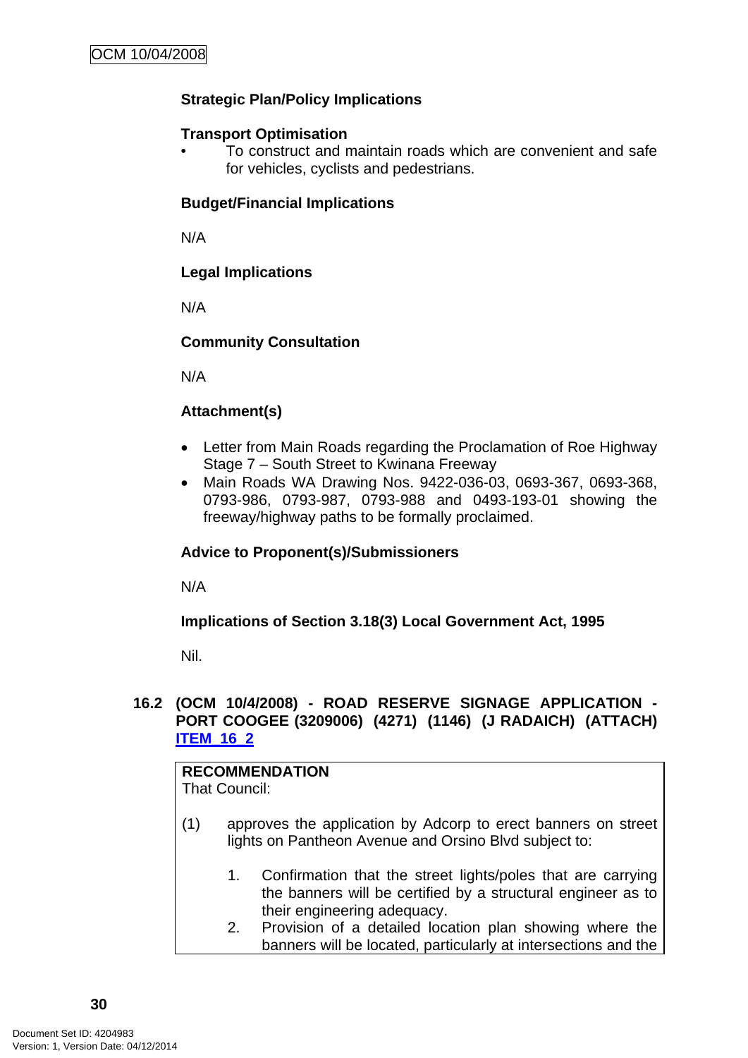**Strategic Plan/Policy Implications**

**Transport Optimisation**

- To construct and maintain roads which are convenient and safe for vehicles, cyclists and pedestrians.

**Budget/Financial Implications**

N/A

**Legal Implications**

N/A

**Community Consultation**

N/A

**Attachment(s)**

- Letter from Main Roads regarding the Proclamation of Roe Highway Stage 7 – South Street to Kwinana Freeway
- Main Roads WA Drawing Nos. 9422-036-03, 0693-367, 0693-368, 0793-986, 0793-987, 0793-988 and 0493-193-01 showing the freeway/highway paths to be formally proclaimed.

**Advice to Proponent(s)/Submissioners**

N/A

**Implications of Section 3.18(3) Local Government Act, 1995**

Nil.

## 16.2 (OCM 10/4/2008) - ROAD RESERVE SIGNAGE APPLICATION - PORT COOGEE (3209006) (4271) (1146) (J RADAICH) (ATTACH) ITEM_16_2

**RECOMMENDATION**
That Council:

(1) approves the application by Adcorp to erect banners on street lights on Pantheon Avenue and Orsino Blvd subject to:

1. Confirmation that the street lights/poles that are carrying the banners will be certified by a structural engineer as to their engineering adequacy.
2. Provision of a detailed location plan showing where the banners will be located, particularly at intersections and the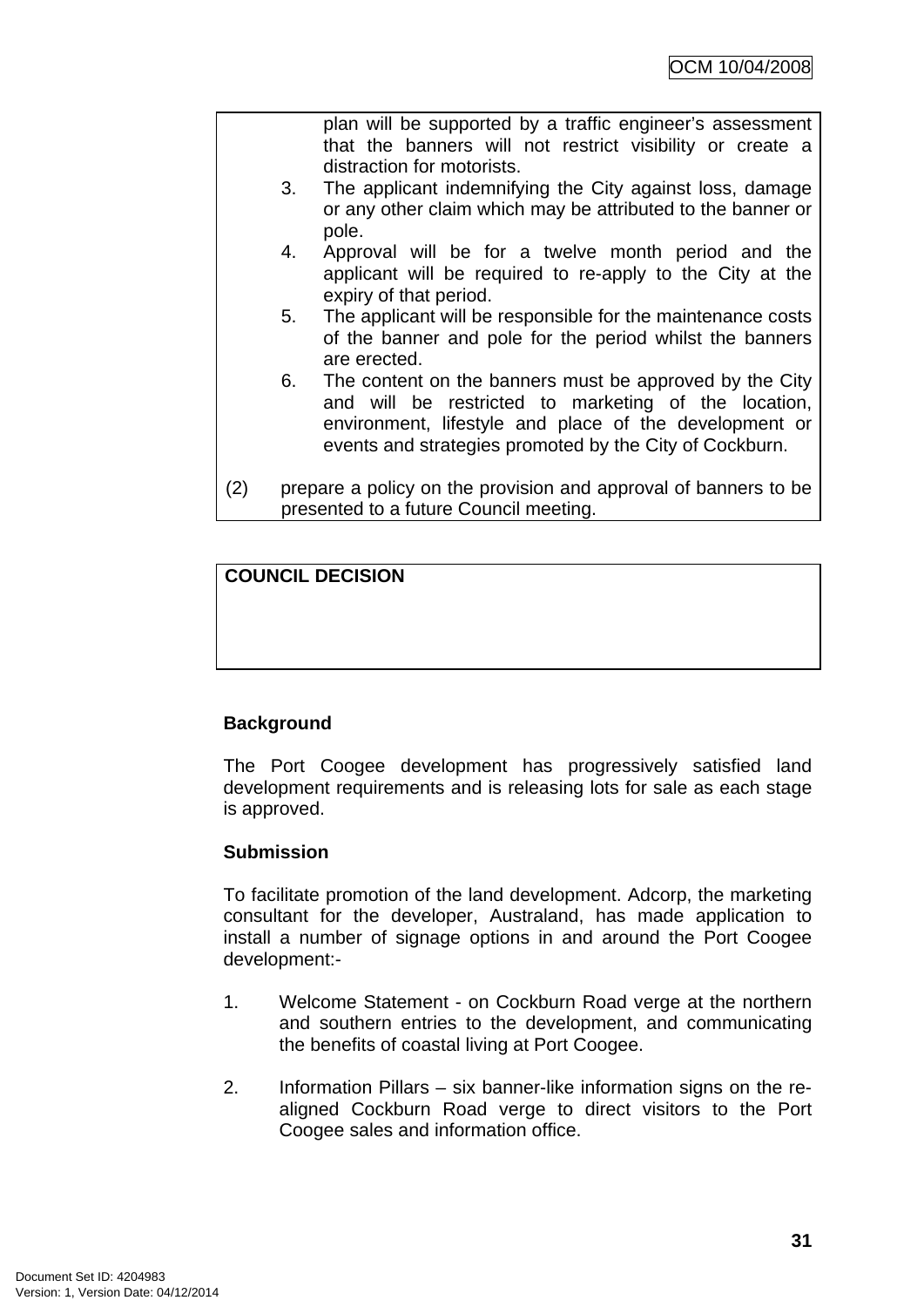plan will be supported by a traffic engineer's assessment that the banners will not restrict visibility or create a distraction for motorists.

3. The applicant indemnifying the City against loss, damage or any other claim which may be attributed to the banner or pole.
4. Approval will be for a twelve month period and the applicant will be required to re-apply to the City at the expiry of that period.
5. The applicant will be responsible for the maintenance costs of the banner and pole for the period whilst the banners are erected.
6. The content on the banners must be approved by the City and will be restricted to marketing of the location, environment, lifestyle and place of the development or events and strategies promoted by the City of Cockburn.

(2) prepare a policy on the provision and approval of banners to be presented to a future Council meeting.

**COUNCIL DECISION**

**Background**

The Port Coogee development has progressively satisfied land development requirements and is releasing lots for sale as each stage is approved.

**Submission**

To facilitate promotion of the land development. Adcorp, the marketing consultant for the developer, Australand, has made application to install a number of signage options in and around the Port Coogee development:-

1. Welcome Statement - on Cockburn Road verge at the northern and southern entries to the development, and communicating the benefits of coastal living at Port Coogee.

2. Information Pillars – six banner-like information signs on the re-aligned Cockburn Road verge to direct visitors to the Port Coogee sales and information office.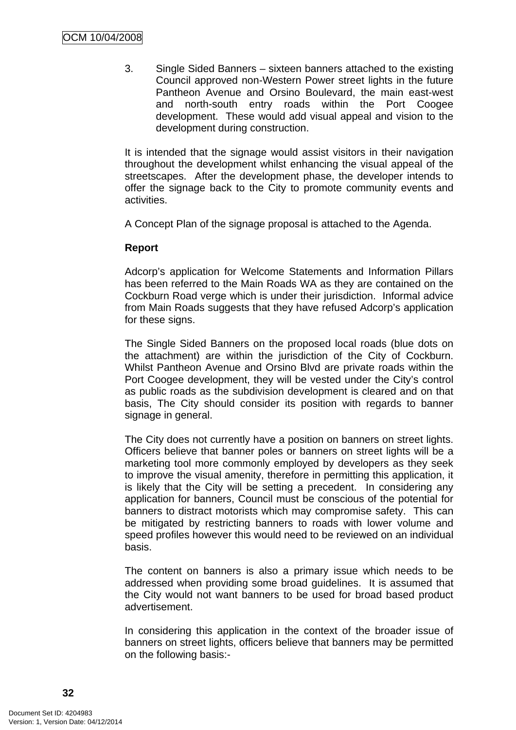3. Single Sided Banners – sixteen banners attached to the existing Council approved non-Western Power street lights in the future Pantheon Avenue and Orsino Boulevard, the main east-west and north-south entry roads within the Port Coogee development. These would add visual appeal and vision to the development during construction.

It is intended that the signage would assist visitors in their navigation throughout the development whilst enhancing the visual appeal of the streetscapes. After the development phase, the developer intends to offer the signage back to the City to promote community events and activities.

A Concept Plan of the signage proposal is attached to the Agenda.

**Report**

Adcorp's application for Welcome Statements and Information Pillars has been referred to the Main Roads WA as they are contained on the Cockburn Road verge which is under their jurisdiction. Informal advice from Main Roads suggests that they have refused Adcorp's application for these signs.

The Single Sided Banners on the proposed local roads (blue dots on the attachment) are within the jurisdiction of the City of Cockburn. Whilst Pantheon Avenue and Orsino Blvd are private roads within the Port Coogee development, they will be vested under the City's control as public roads as the subdivision development is cleared and on that basis, The City should consider its position with regards to banner signage in general.

The City does not currently have a position on banners on street lights. Officers believe that banner poles or banners on street lights will be a marketing tool more commonly employed by developers as they seek to improve the visual amenity, therefore in permitting this application, it is likely that the City will be setting a precedent. In considering any application for banners, Council must be conscious of the potential for banners to distract motorists which may compromise safety. This can be mitigated by restricting banners to roads with lower volume and speed profiles however this would need to be reviewed on an individual basis.

The content on banners is also a primary issue which needs to be addressed when providing some broad guidelines. It is assumed that the City would not want banners to be used for broad based product advertisement.

In considering this application in the context of the broader issue of banners on street lights, officers believe that banners may be permitted on the following basis:-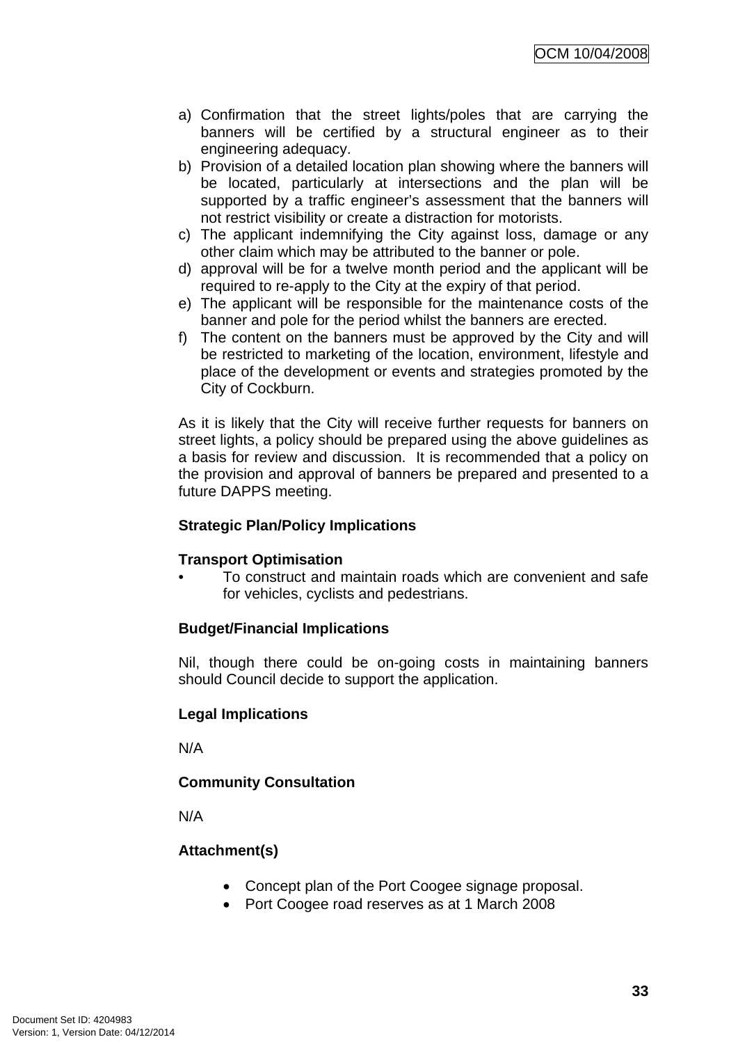a) Confirmation that the street lights/poles that are carrying the banners will be certified by a structural engineer as to their engineering adequacy.
b) Provision of a detailed location plan showing where the banners will be located, particularly at intersections and the plan will be supported by a traffic engineer's assessment that the banners will not restrict visibility or create a distraction for motorists.
c) The applicant indemnifying the City against loss, damage or any other claim which may be attributed to the banner or pole.
d) approval will be for a twelve month period and the applicant will be required to re-apply to the City at the expiry of that period.
e) The applicant will be responsible for the maintenance costs of the banner and pole for the period whilst the banners are erected.
f) The content on the banners must be approved by the City and will be restricted to marketing of the location, environment, lifestyle and place of the development or events and strategies promoted by the City of Cockburn.

As it is likely that the City will receive further requests for banners on street lights, a policy should be prepared using the above guidelines as a basis for review and discussion. It is recommended that a policy on the provision and approval of banners be prepared and presented to a future DAPPS meeting.

**Strategic Plan/Policy Implications**

**Transport Optimisation**

- To construct and maintain roads which are convenient and safe for vehicles, cyclists and pedestrians.

**Budget/Financial Implications**

Nil, though there could be on-going costs in maintaining banners should Council decide to support the application.

**Legal Implications**

N/A

**Community Consultation**

N/A

**Attachment(s)**

- Concept plan of the Port Coogee signage proposal.
- Port Coogee road reserves as at 1 March 2008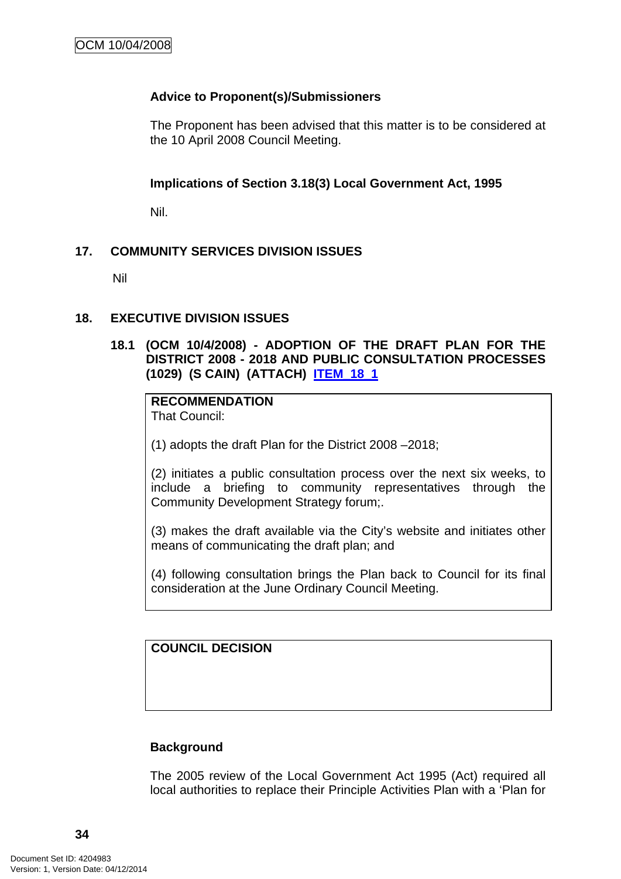**Advice to Proponent(s)/Submissioners**

The Proponent has been advised that this matter is to be considered at the 10 April 2008 Council Meeting.

**Implications of Section 3.18(3) Local Government Act, 1995**

Nil.

## 17. COMMUNITY SERVICES DIVISION ISSUES

Nil

## 18. EXECUTIVE DIVISION ISSUES

### 18.1 (OCM 10/4/2008) - ADOPTION OF THE DRAFT PLAN FOR THE DISTRICT 2008 - 2018 AND PUBLIC CONSULTATION PROCESSES (1029) (S CAIN) (ATTACH) ITEM 18 1

**RECOMMENDATION**
That Council:

(1) adopts the draft Plan for the District 2008 –2018;

(2) initiates a public consultation process over the next six weeks, to include a briefing to community representatives through the Community Development Strategy forum;.

(3) makes the draft available via the City's website and initiates other means of communicating the draft plan; and

(4) following consultation brings the Plan back to Council for its final consideration at the June Ordinary Council Meeting.

**COUNCIL DECISION**

**Background**

The 2005 review of the Local Government Act 1995 (Act) required all local authorities to replace their Principle Activities Plan with a 'Plan for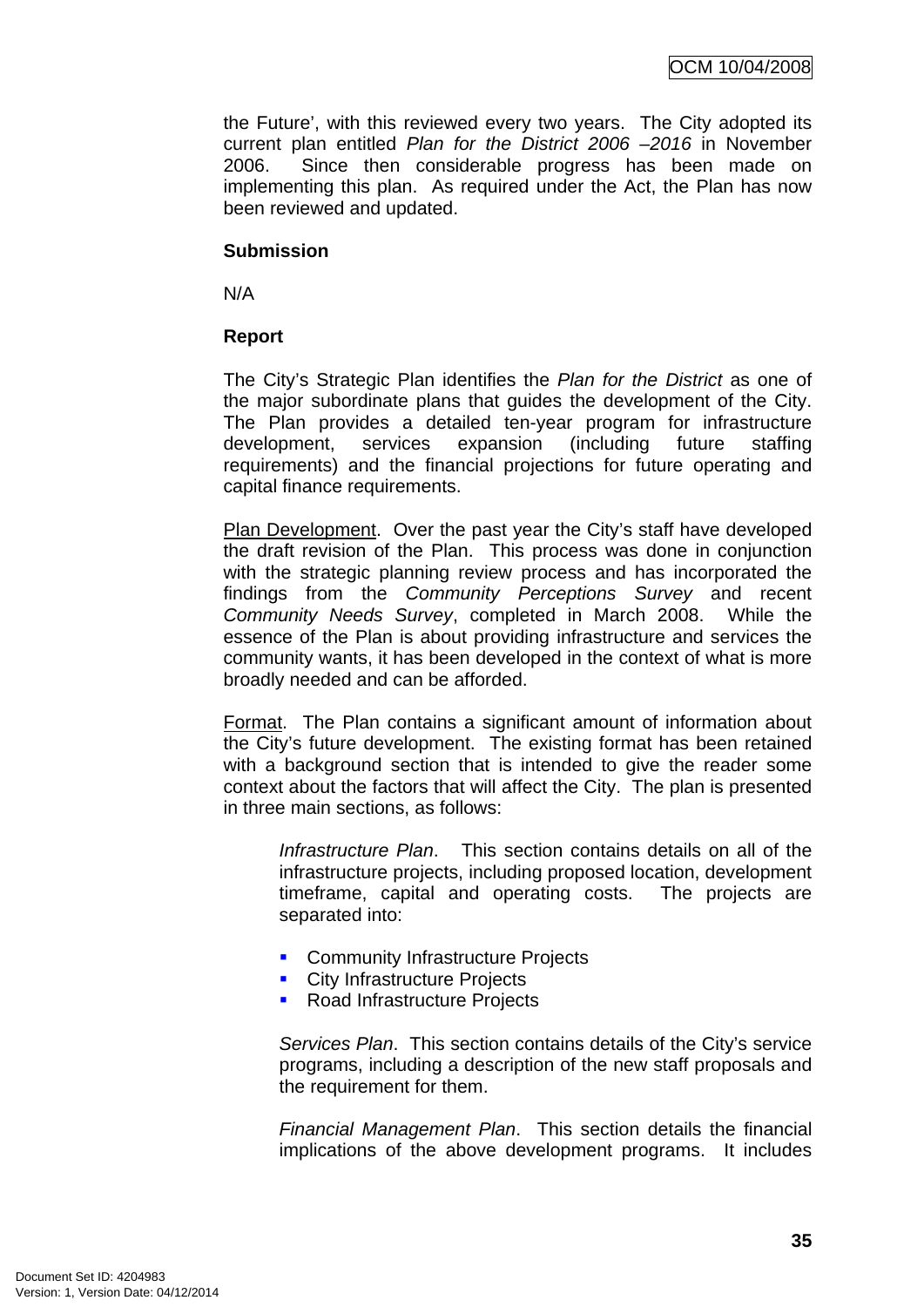the Future', with this reviewed every two years. The City adopted its current plan entitled *Plan for the District 2006 –2016* in November 2006. Since then considerable progress has been made on implementing this plan. As required under the Act, the Plan has now been reviewed and updated.

**Submission**

N/A

**Report**

The City's Strategic Plan identifies the *Plan for the District* as one of the major subordinate plans that guides the development of the City. The Plan provides a detailed ten-year program for infrastructure development, services expansion (including future staffing requirements) and the financial projections for future operating and capital finance requirements.

<u>Plan Development</u>. Over the past year the City's staff have developed the draft revision of the Plan. This process was done in conjunction with the strategic planning review process and has incorporated the findings from the *Community Perceptions Survey* and recent *Community Needs Survey*, completed in March 2008. While the essence of the Plan is about providing infrastructure and services the community wants, it has been developed in the context of what is more broadly needed and can be afforded.

<u>Format</u>. The Plan contains a significant amount of information about the City's future development. The existing format has been retained with a background section that is intended to give the reader some context about the factors that will affect the City. The plan is presented in three main sections, as follows:

> *Infrastructure Plan*. This section contains details on all of the infrastructure projects, including proposed location, development timeframe, capital and operating costs. The projects are separated into:
>
> - Community Infrastructure Projects
> - City Infrastructure Projects
> - Road Infrastructure Projects
>
> *Services Plan*. This section contains details of the City's service programs, including a description of the new staff proposals and the requirement for them.
>
> *Financial Management Plan*. This section details the financial implications of the above development programs. It includes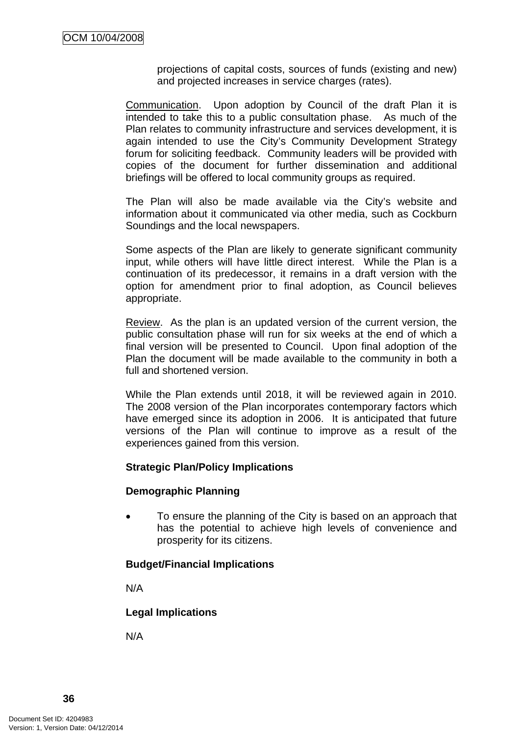projections of capital costs, sources of funds (existing and new) and projected increases in service charges (rates).

Communication. Upon adoption by Council of the draft Plan it is intended to take this to a public consultation phase. As much of the Plan relates to community infrastructure and services development, it is again intended to use the City's Community Development Strategy forum for soliciting feedback. Community leaders will be provided with copies of the document for further dissemination and additional briefings will be offered to local community groups as required.

The Plan will also be made available via the City's website and information about it communicated via other media, such as Cockburn Soundings and the local newspapers.

Some aspects of the Plan are likely to generate significant community input, while others will have little direct interest. While the Plan is a continuation of its predecessor, it remains in a draft version with the option for amendment prior to final adoption, as Council believes appropriate.

Review. As the plan is an updated version of the current version, the public consultation phase will run for six weeks at the end of which a final version will be presented to Council. Upon final adoption of the Plan the document will be made available to the community in both a full and shortened version.

While the Plan extends until 2018, it will be reviewed again in 2010. The 2008 version of the Plan incorporates contemporary factors which have emerged since its adoption in 2006. It is anticipated that future versions of the Plan will continue to improve as a result of the experiences gained from this version.

**Strategic Plan/Policy Implications**

**Demographic Planning**

- To ensure the planning of the City is based on an approach that has the potential to achieve high levels of convenience and prosperity for its citizens.

**Budget/Financial Implications**

N/A

**Legal Implications**

N/A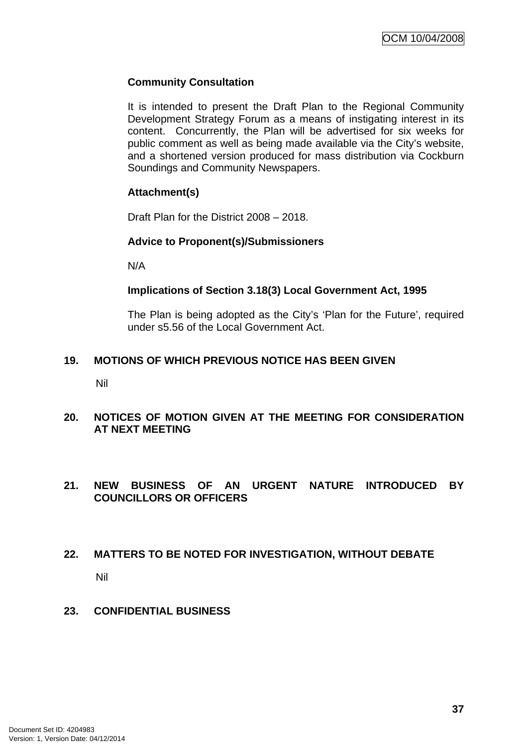**Community Consultation**

It is intended to present the Draft Plan to the Regional Community Development Strategy Forum as a means of instigating interest in its content. Concurrently, the Plan will be advertised for six weeks for public comment as well as being made available via the City's website, and a shortened version produced for mass distribution via Cockburn Soundings and Community Newspapers.

**Attachment(s)**

Draft Plan for the District 2008 – 2018.

**Advice to Proponent(s)/Submissioners**

N/A

**Implications of Section 3.18(3) Local Government Act, 1995**

The Plan is being adopted as the City's 'Plan for the Future', required under s5.56 of the Local Government Act.

## 19. MOTIONS OF WHICH PREVIOUS NOTICE HAS BEEN GIVEN

Nil

## 20. NOTICES OF MOTION GIVEN AT THE MEETING FOR CONSIDERATION AT NEXT MEETING

## 21. NEW BUSINESS OF AN URGENT NATURE INTRODUCED BY COUNCILLORS OR OFFICERS

## 22. MATTERS TO BE NOTED FOR INVESTIGATION, WITHOUT DEBATE

Nil

## 23. CONFIDENTIAL BUSINESS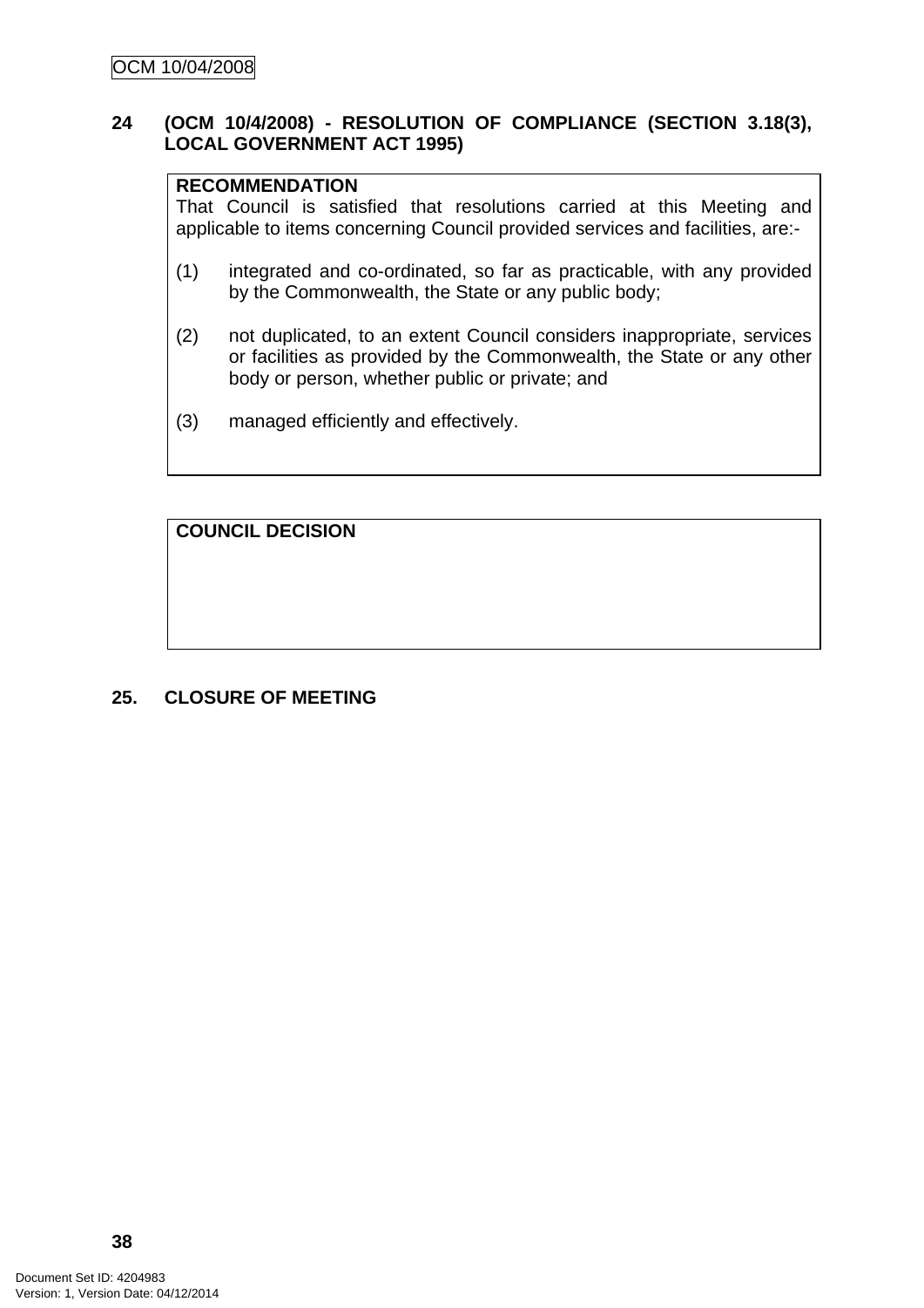## 24 (OCM 10/4/2008) - RESOLUTION OF COMPLIANCE (SECTION 3.18(3), LOCAL GOVERNMENT ACT 1995)

**RECOMMENDATION**

That Council is satisfied that resolutions carried at this Meeting and applicable to items concerning Council provided services and facilities, are:-

(1) integrated and co-ordinated, so far as practicable, with any provided by the Commonwealth, the State or any public body;

(2) not duplicated, to an extent Council considers inappropriate, services or facilities as provided by the Commonwealth, the State or any other body or person, whether public or private; and

(3) managed efficiently and effectively.

**COUNCIL DECISION**

## 25. CLOSURE OF MEETING